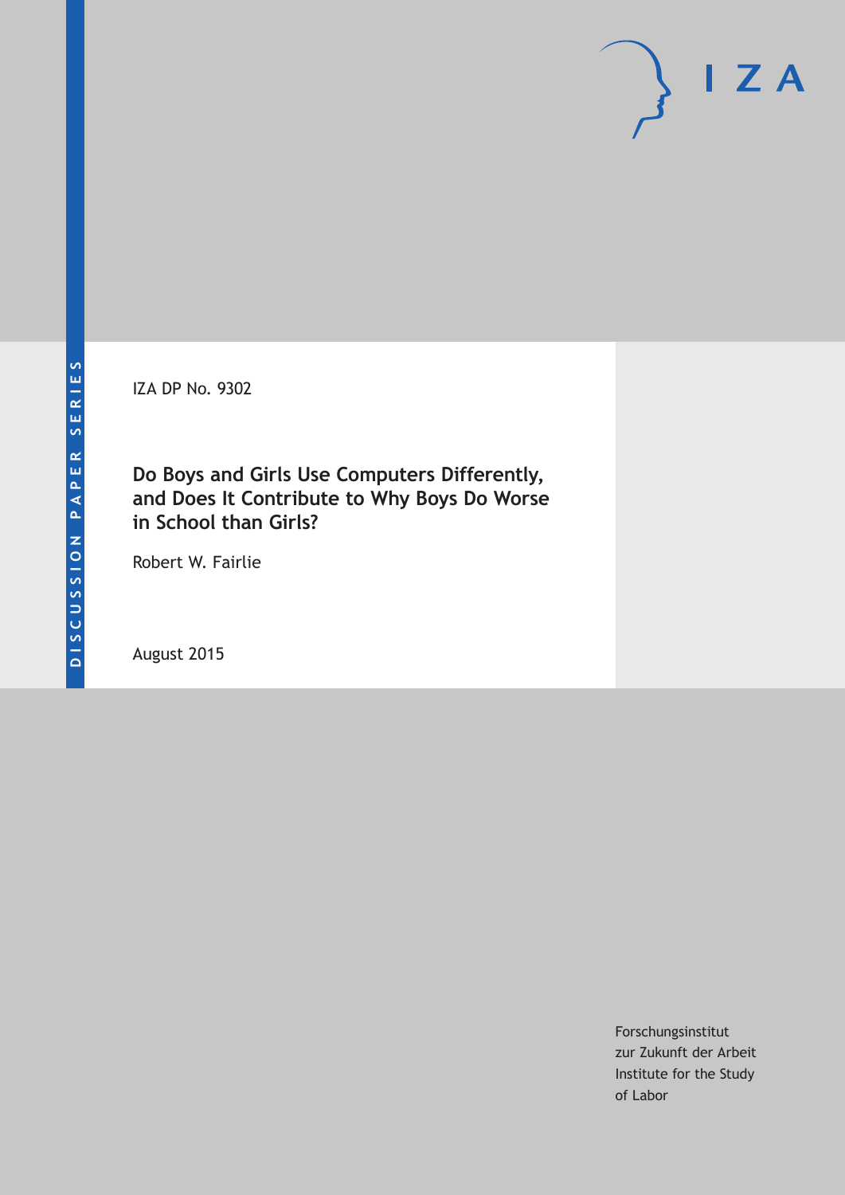DISCUSSION PAPER SERIES

IZA DP No. 9302

# Do Boys and Girls Use Computers Differently, and Does It Contribute to Why Boys Do Worse in School than Girls?

Robert W. Fairlie

August 2015

Forschungsinstitut
zur Zukunft der Arbeit
Institute for the Study
of Labor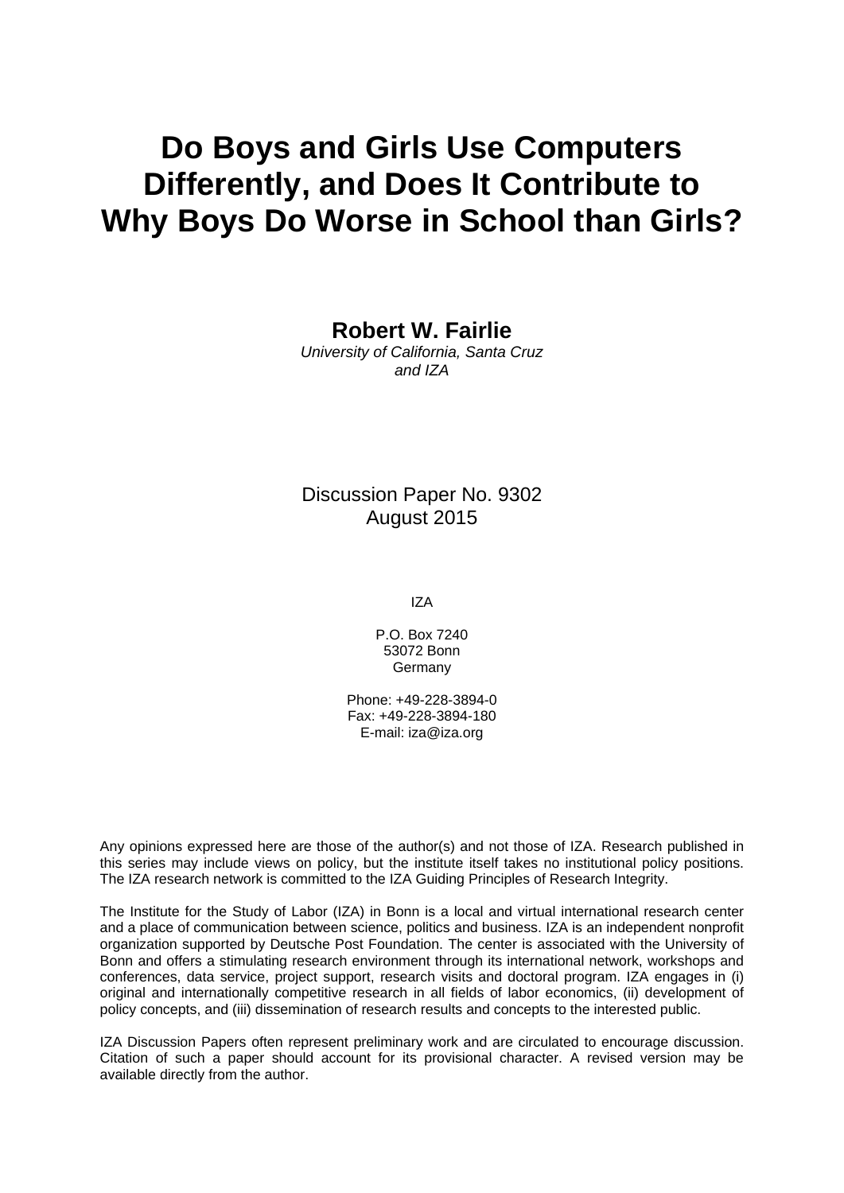# Do Boys and Girls Use Computers Differently, and Does It Contribute to Why Boys Do Worse in School than Girls?

**Robert W. Fairlie**
*University of California, Santa Cruz and IZA*

Discussion Paper No. 9302
August 2015

IZA

P.O. Box 7240
53072 Bonn
Germany

Phone: +49-228-3894-0
Fax: +49-228-3894-180
E-mail: iza@iza.org

Any opinions expressed here are those of the author(s) and not those of IZA. Research published in this series may include views on policy, but the institute itself takes no institutional policy positions. The IZA research network is committed to the IZA Guiding Principles of Research Integrity.

The Institute for the Study of Labor (IZA) in Bonn is a local and virtual international research center and a place of communication between science, politics and business. IZA is an independent nonprofit organization supported by Deutsche Post Foundation. The center is associated with the University of Bonn and offers a stimulating research environment through its international network, workshops and conferences, data service, project support, research visits and doctoral program. IZA engages in (i) original and internationally competitive research in all fields of labor economics, (ii) development of policy concepts, and (iii) dissemination of research results and concepts to the interested public.

IZA Discussion Papers often represent preliminary work and are circulated to encourage discussion. Citation of such a paper should account for its provisional character. A revised version may be available directly from the author.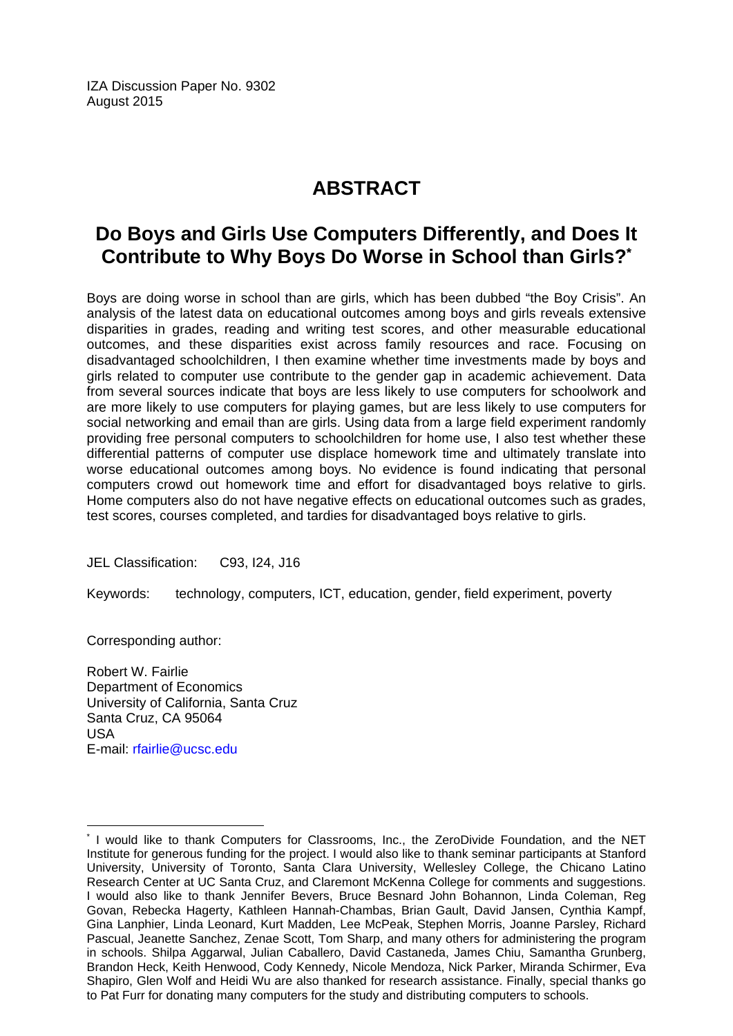IZA Discussion Paper No. 9302
August 2015

# ABSTRACT

## Do Boys and Girls Use Computers Differently, and Does It Contribute to Why Boys Do Worse in School than Girls?*

Boys are doing worse in school than are girls, which has been dubbed "the Boy Crisis". An analysis of the latest data on educational outcomes among boys and girls reveals extensive disparities in grades, reading and writing test scores, and other measurable educational outcomes, and these disparities exist across family resources and race. Focusing on disadvantaged schoolchildren, I then examine whether time investments made by boys and girls related to computer use contribute to the gender gap in academic achievement. Data from several sources indicate that boys are less likely to use computers for schoolwork and are more likely to use computers for playing games, but are less likely to use computers for social networking and email than are girls. Using data from a large field experiment randomly providing free personal computers to schoolchildren for home use, I also test whether these differential patterns of computer use displace homework time and ultimately translate into worse educational outcomes among boys. No evidence is found indicating that personal computers crowd out homework time and effort for disadvantaged boys relative to girls. Home computers also do not have negative effects on educational outcomes such as grades, test scores, courses completed, and tardies for disadvantaged boys relative to girls.

JEL Classification: C93, I24, J16

Keywords: technology, computers, ICT, education, gender, field experiment, poverty

Corresponding author:

Robert W. Fairlie
Department of Economics
University of California, Santa Cruz
Santa Cruz, CA 95064
USA
E-mail: rfairlie@ucsc.edu

---

* I would like to thank Computers for Classrooms, Inc., the ZeroDivide Foundation, and the NET Institute for generous funding for the project. I would also like to thank seminar participants at Stanford University, University of Toronto, Santa Clara University, Wellesley College, the Chicano Latino Research Center at UC Santa Cruz, and Claremont McKenna College for comments and suggestions. I would also like to thank Jennifer Bevers, Bruce Besnard John Bohannon, Linda Coleman, Reg Govan, Rebecka Hagerty, Kathleen Hannah-Chambas, Brian Gault, David Jansen, Cynthia Kampf, Gina Lanphier, Linda Leonard, Kurt Madden, Lee McPeak, Stephen Morris, Joanne Parsley, Richard Pascual, Jeanette Sanchez, Zenae Scott, Tom Sharp, and many others for administering the program in schools. Shilpa Aggarwal, Julian Caballero, David Castaneda, James Chiu, Samantha Grunberg, Brandon Heck, Keith Henwood, Cody Kennedy, Nicole Mendoza, Nick Parker, Miranda Schirmer, Eva Shapiro, Glen Wolf and Heidi Wu are also thanked for research assistance. Finally, special thanks go to Pat Furr for donating many computers for the study and distributing computers to schools.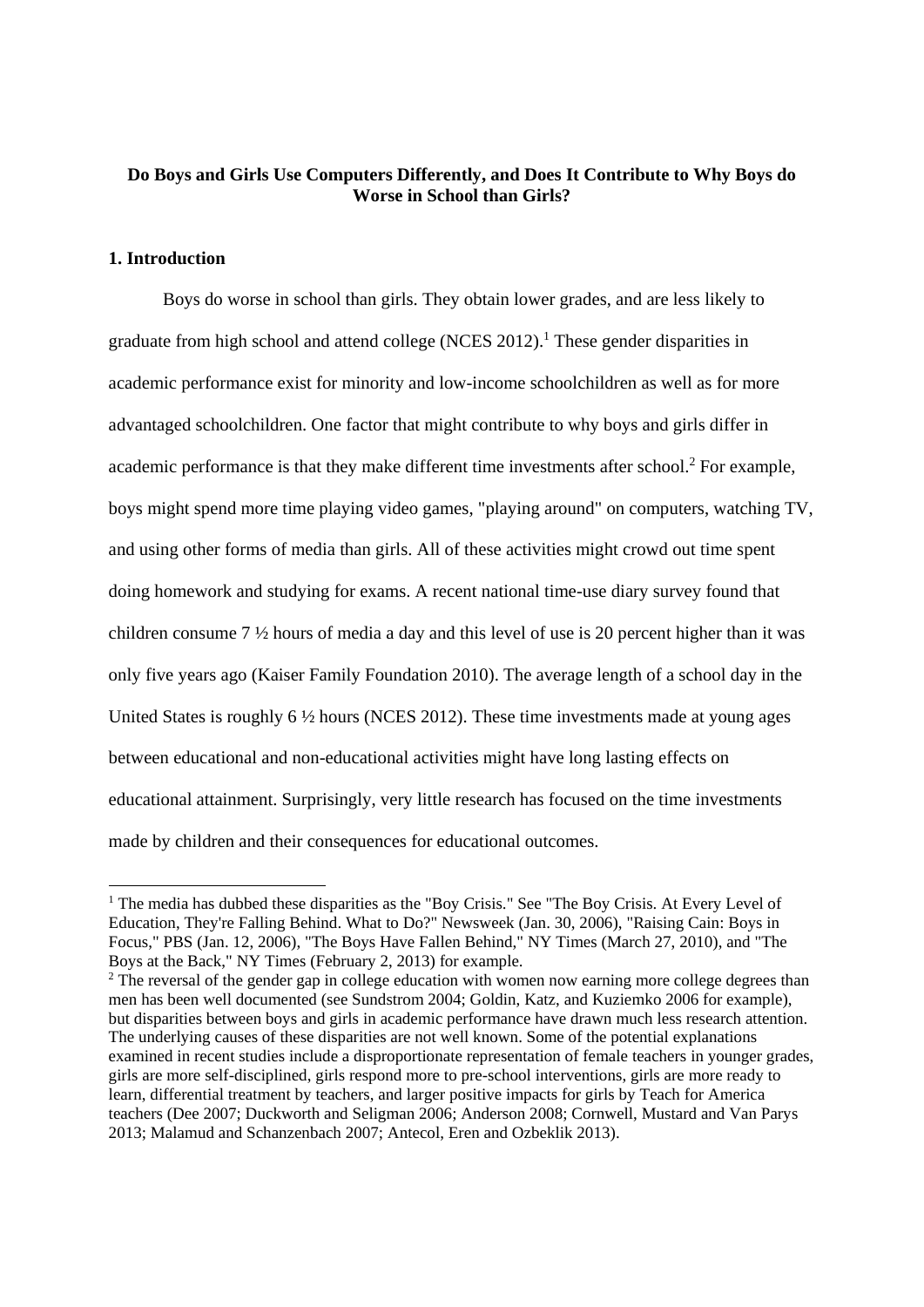**Do Boys and Girls Use Computers Differently, and Does It Contribute to Why Boys do Worse in School than Girls?**

## 1. Introduction

Boys do worse in school than girls. They obtain lower grades, and are less likely to graduate from high school and attend college (NCES 2012).[1] These gender disparities in academic performance exist for minority and low-income schoolchildren as well as for more advantaged schoolchildren. One factor that might contribute to why boys and girls differ in academic performance is that they make different time investments after school.[2] For example, boys might spend more time playing video games, "playing around" on computers, watching TV, and using other forms of media than girls. All of these activities might crowd out time spent doing homework and studying for exams. A recent national time-use diary survey found that children consume 7 ½ hours of media a day and this level of use is 20 percent higher than it was only five years ago (Kaiser Family Foundation 2010). The average length of a school day in the United States is roughly 6 ½ hours (NCES 2012). These time investments made at young ages between educational and non-educational activities might have long lasting effects on educational attainment. Surprisingly, very little research has focused on the time investments made by children and their consequences for educational outcomes.

[1] The media has dubbed these disparities as the "Boy Crisis." See "The Boy Crisis. At Every Level of Education, They're Falling Behind. What to Do?" Newsweek (Jan. 30, 2006), "Raising Cain: Boys in Focus," PBS (Jan. 12, 2006), "The Boys Have Fallen Behind," NY Times (March 27, 2010), and "The Boys at the Back," NY Times (February 2, 2013) for example.

[2] The reversal of the gender gap in college education with women now earning more college degrees than men has been well documented (see Sundstrom 2004; Goldin, Katz, and Kuziemko 2006 for example), but disparities between boys and girls in academic performance have drawn much less research attention. The underlying causes of these disparities are not well known. Some of the potential explanations examined in recent studies include a disproportionate representation of female teachers in younger grades, girls are more self-disciplined, girls respond more to pre-school interventions, girls are more ready to learn, differential treatment by teachers, and larger positive impacts for girls by Teach for America teachers (Dee 2007; Duckworth and Seligman 2006; Anderson 2008; Cornwell, Mustard and Van Parys 2013; Malamud and Schanzenbach 2007; Antecol, Eren and Ozbeklik 2013).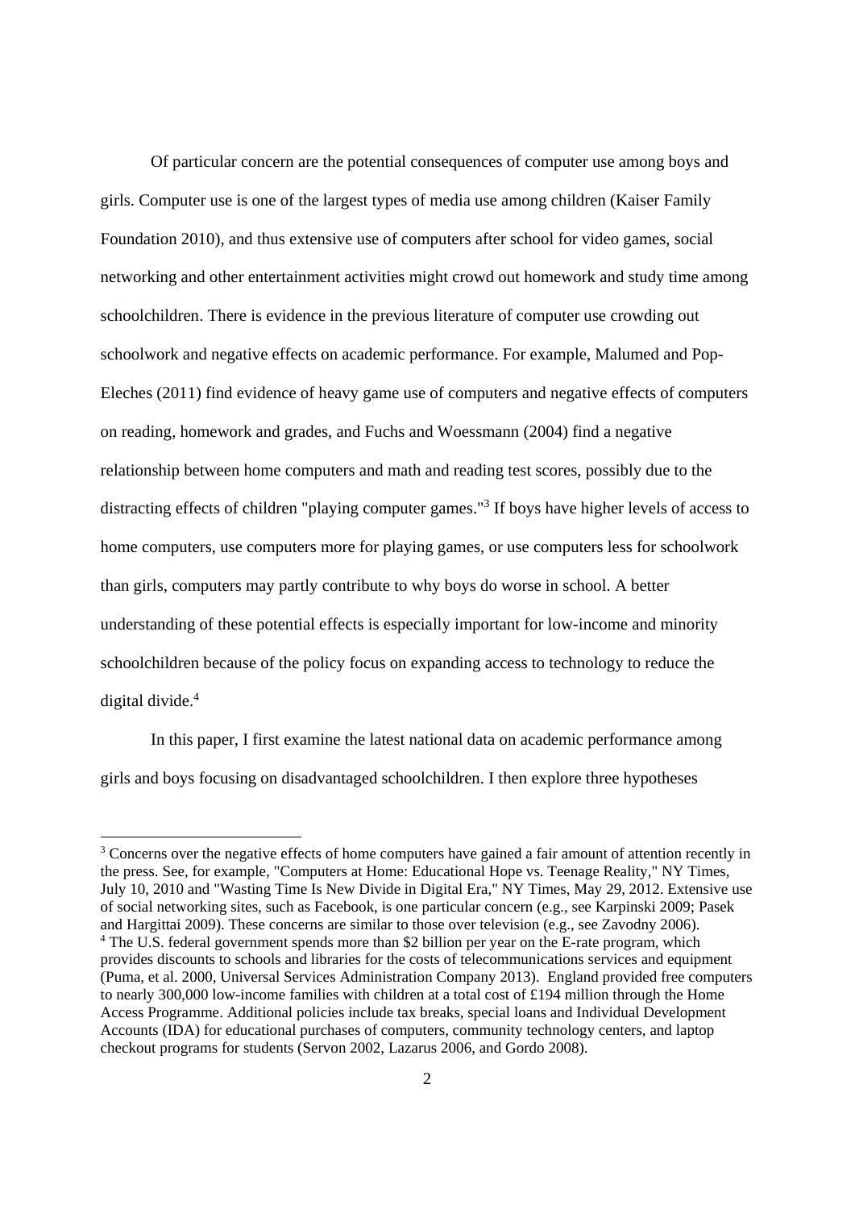Of particular concern are the potential consequences of computer use among boys and girls. Computer use is one of the largest types of media use among children (Kaiser Family Foundation 2010), and thus extensive use of computers after school for video games, social networking and other entertainment activities might crowd out homework and study time among schoolchildren. There is evidence in the previous literature of computer use crowding out schoolwork and negative effects on academic performance. For example, Malumed and Pop-Eleches (2011) find evidence of heavy game use of computers and negative effects of computers on reading, homework and grades, and Fuchs and Woessmann (2004) find a negative relationship between home computers and math and reading test scores, possibly due to the distracting effects of children "playing computer games."[3] If boys have higher levels of access to home computers, use computers more for playing games, or use computers less for schoolwork than girls, computers may partly contribute to why boys do worse in school. A better understanding of these potential effects is especially important for low-income and minority schoolchildren because of the policy focus on expanding access to technology to reduce the digital divide.[4]

In this paper, I first examine the latest national data on academic performance among girls and boys focusing on disadvantaged schoolchildren. I then explore three hypotheses

---

[3] Concerns over the negative effects of home computers have gained a fair amount of attention recently in the press. See, for example, "Computers at Home: Educational Hope vs. Teenage Reality," NY Times, July 10, 2010 and "Wasting Time Is New Divide in Digital Era," NY Times, May 29, 2012. Extensive use of social networking sites, such as Facebook, is one particular concern (e.g., see Karpinski 2009; Pasek and Hargittai 2009). These concerns are similar to those over television (e.g., see Zavodny 2006).

[4] The U.S. federal government spends more than $2 billion per year on the E-rate program, which provides discounts to schools and libraries for the costs of telecommunications services and equipment (Puma, et al. 2000, Universal Services Administration Company 2013). England provided free computers to nearly 300,000 low-income families with children at a total cost of £194 million through the Home Access Programme. Additional policies include tax breaks, special loans and Individual Development Accounts (IDA) for educational purchases of computers, community technology centers, and laptop checkout programs for students (Servon 2002, Lazarus 2006, and Gordo 2008).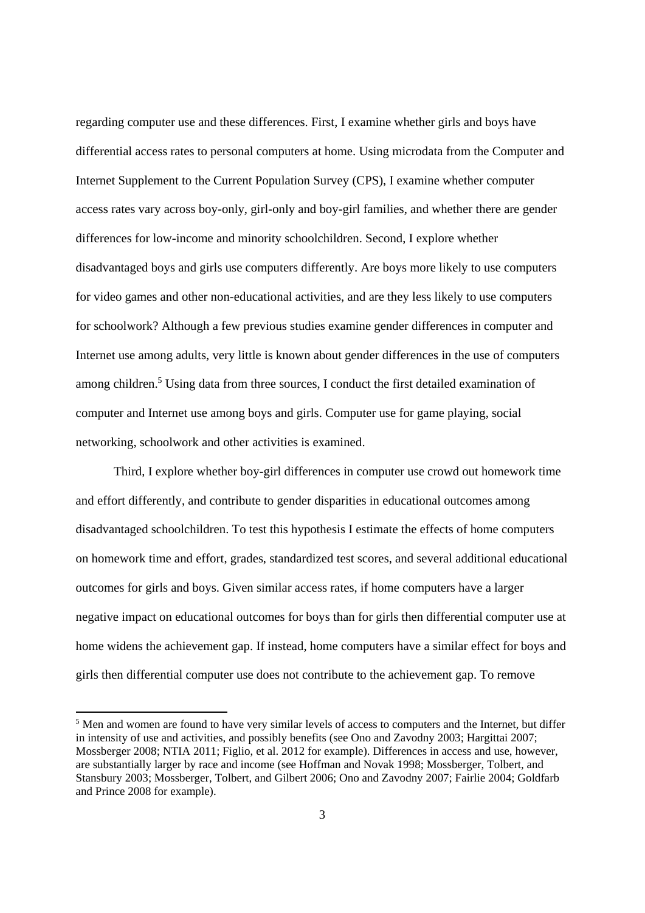regarding computer use and these differences. First, I examine whether girls and boys have differential access rates to personal computers at home. Using microdata from the Computer and Internet Supplement to the Current Population Survey (CPS), I examine whether computer access rates vary across boy-only, girl-only and boy-girl families, and whether there are gender differences for low-income and minority schoolchildren. Second, I explore whether disadvantaged boys and girls use computers differently. Are boys more likely to use computers for video games and other non-educational activities, and are they less likely to use computers for schoolwork? Although a few previous studies examine gender differences in computer and Internet use among adults, very little is known about gender differences in the use of computers among children.[5] Using data from three sources, I conduct the first detailed examination of computer and Internet use among boys and girls. Computer use for game playing, social networking, schoolwork and other activities is examined.

Third, I explore whether boy-girl differences in computer use crowd out homework time and effort differently, and contribute to gender disparities in educational outcomes among disadvantaged schoolchildren. To test this hypothesis I estimate the effects of home computers on homework time and effort, grades, standardized test scores, and several additional educational outcomes for girls and boys. Given similar access rates, if home computers have a larger negative impact on educational outcomes for boys than for girls then differential computer use at home widens the achievement gap. If instead, home computers have a similar effect for boys and girls then differential computer use does not contribute to the achievement gap. To remove

[5] Men and women are found to have very similar levels of access to computers and the Internet, but differ in intensity of use and activities, and possibly benefits (see Ono and Zavodny 2003; Hargittai 2007; Mossberger 2008; NTIA 2011; Figlio, et al. 2012 for example). Differences in access and use, however, are substantially larger by race and income (see Hoffman and Novak 1998; Mossberger, Tolbert, and Stansbury 2003; Mossberger, Tolbert, and Gilbert 2006; Ono and Zavodny 2007; Fairlie 2004; Goldfarb and Prince 2008 for example).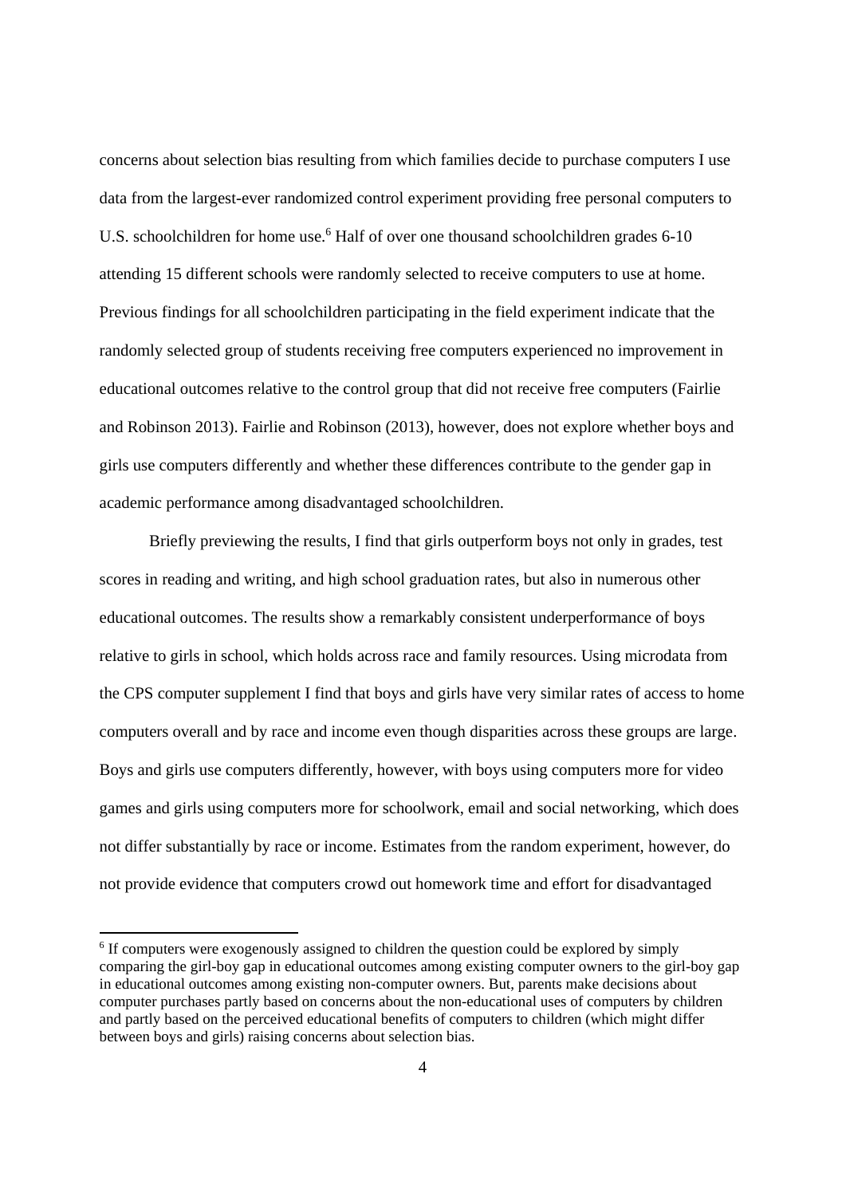concerns about selection bias resulting from which families decide to purchase computers I use data from the largest-ever randomized control experiment providing free personal computers to U.S. schoolchildren for home use.[6] Half of over one thousand schoolchildren grades 6-10 attending 15 different schools were randomly selected to receive computers to use at home. Previous findings for all schoolchildren participating in the field experiment indicate that the randomly selected group of students receiving free computers experienced no improvement in educational outcomes relative to the control group that did not receive free computers (Fairlie and Robinson 2013). Fairlie and Robinson (2013), however, does not explore whether boys and girls use computers differently and whether these differences contribute to the gender gap in academic performance among disadvantaged schoolchildren.

Briefly previewing the results, I find that girls outperform boys not only in grades, test scores in reading and writing, and high school graduation rates, but also in numerous other educational outcomes. The results show a remarkably consistent underperformance of boys relative to girls in school, which holds across race and family resources. Using microdata from the CPS computer supplement I find that boys and girls have very similar rates of access to home computers overall and by race and income even though disparities across these groups are large. Boys and girls use computers differently, however, with boys using computers more for video games and girls using computers more for schoolwork, email and social networking, which does not differ substantially by race or income. Estimates from the random experiment, however, do not provide evidence that computers crowd out homework time and effort for disadvantaged

[6] If computers were exogenously assigned to children the question could be explored by simply comparing the girl-boy gap in educational outcomes among existing computer owners to the girl-boy gap in educational outcomes among existing non-computer owners. But, parents make decisions about computer purchases partly based on concerns about the non-educational uses of computers by children and partly based on the perceived educational benefits of computers to children (which might differ between boys and girls) raising concerns about selection bias.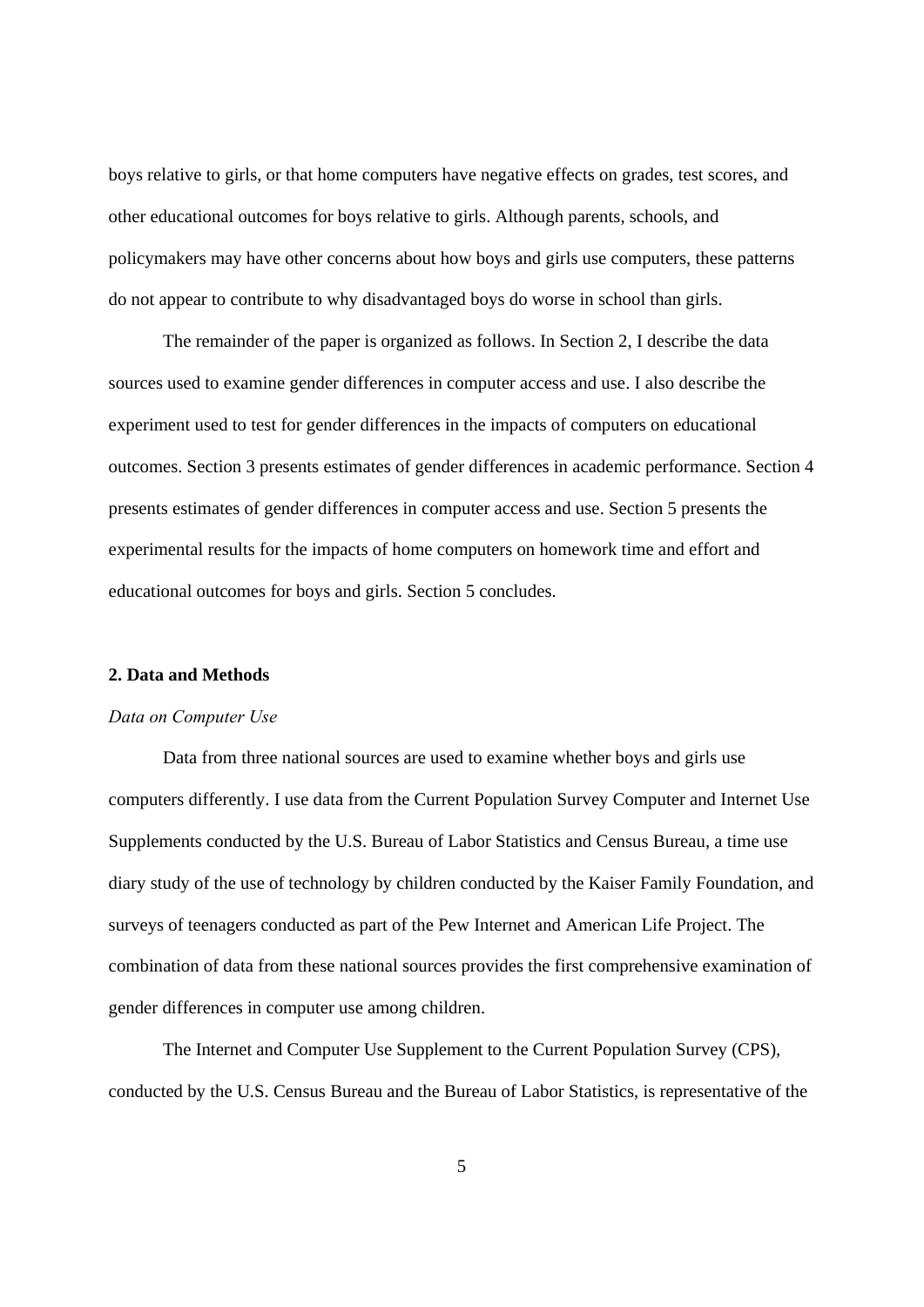boys relative to girls, or that home computers have negative effects on grades, test scores, and other educational outcomes for boys relative to girls. Although parents, schools, and policymakers may have other concerns about how boys and girls use computers, these patterns do not appear to contribute to why disadvantaged boys do worse in school than girls.

The remainder of the paper is organized as follows. In Section 2, I describe the data sources used to examine gender differences in computer access and use. I also describe the experiment used to test for gender differences in the impacts of computers on educational outcomes. Section 3 presents estimates of gender differences in academic performance. Section 4 presents estimates of gender differences in computer access and use. Section 5 presents the experimental results for the impacts of home computers on homework time and effort and educational outcomes for boys and girls. Section 5 concludes.

## 2. Data and Methods

### *Data on Computer Use*

Data from three national sources are used to examine whether boys and girls use computers differently. I use data from the Current Population Survey Computer and Internet Use Supplements conducted by the U.S. Bureau of Labor Statistics and Census Bureau, a time use diary study of the use of technology by children conducted by the Kaiser Family Foundation, and surveys of teenagers conducted as part of the Pew Internet and American Life Project. The combination of data from these national sources provides the first comprehensive examination of gender differences in computer use among children.

The Internet and Computer Use Supplement to the Current Population Survey (CPS), conducted by the U.S. Census Bureau and the Bureau of Labor Statistics, is representative of the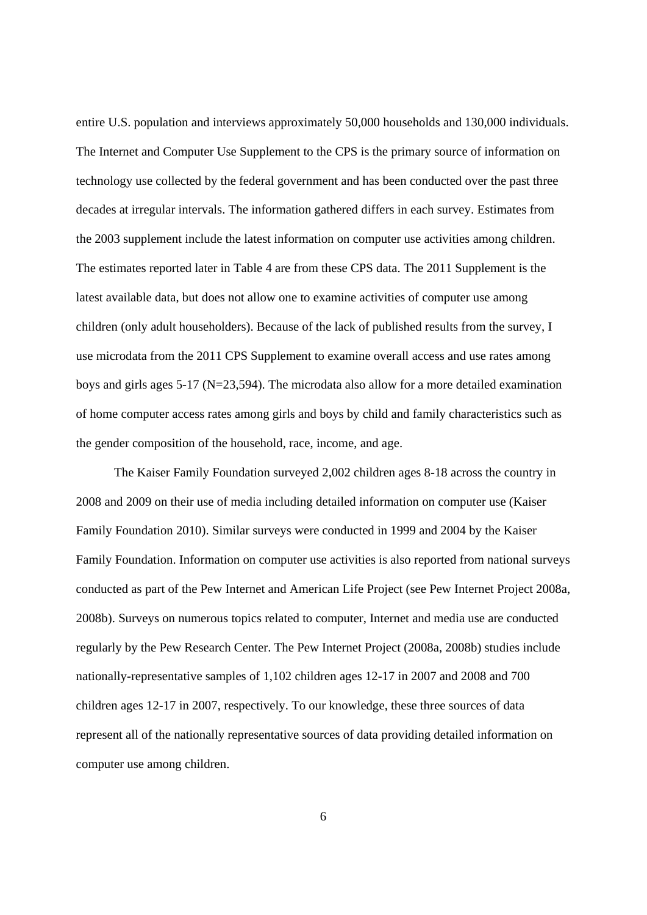entire U.S. population and interviews approximately 50,000 households and 130,000 individuals. The Internet and Computer Use Supplement to the CPS is the primary source of information on technology use collected by the federal government and has been conducted over the past three decades at irregular intervals. The information gathered differs in each survey. Estimates from the 2003 supplement include the latest information on computer use activities among children. The estimates reported later in Table 4 are from these CPS data. The 2011 Supplement is the latest available data, but does not allow one to examine activities of computer use among children (only adult householders). Because of the lack of published results from the survey, I use microdata from the 2011 CPS Supplement to examine overall access and use rates among boys and girls ages 5-17 (N=23,594). The microdata also allow for a more detailed examination of home computer access rates among girls and boys by child and family characteristics such as the gender composition of the household, race, income, and age.

The Kaiser Family Foundation surveyed 2,002 children ages 8-18 across the country in 2008 and 2009 on their use of media including detailed information on computer use (Kaiser Family Foundation 2010). Similar surveys were conducted in 1999 and 2004 by the Kaiser Family Foundation. Information on computer use activities is also reported from national surveys conducted as part of the Pew Internet and American Life Project (see Pew Internet Project 2008a, 2008b). Surveys on numerous topics related to computer, Internet and media use are conducted regularly by the Pew Research Center. The Pew Internet Project (2008a, 2008b) studies include nationally-representative samples of 1,102 children ages 12-17 in 2007 and 2008 and 700 children ages 12-17 in 2007, respectively. To our knowledge, these three sources of data represent all of the nationally representative sources of data providing detailed information on computer use among children.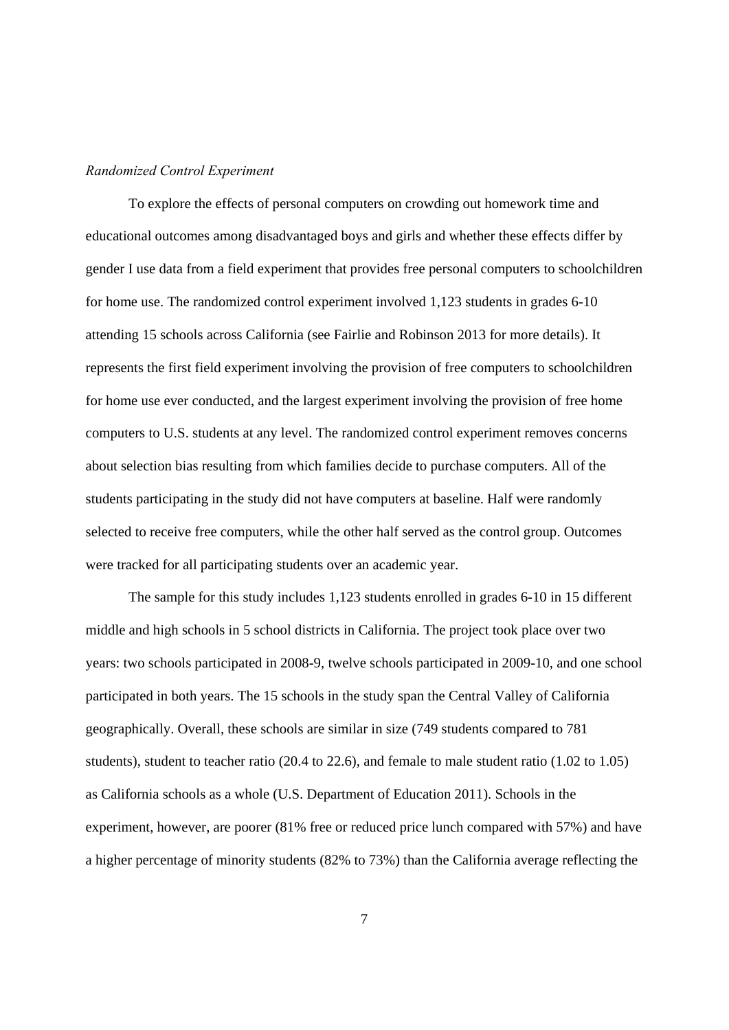*Randomized Control Experiment*

To explore the effects of personal computers on crowding out homework time and educational outcomes among disadvantaged boys and girls and whether these effects differ by gender I use data from a field experiment that provides free personal computers to schoolchildren for home use. The randomized control experiment involved 1,123 students in grades 6-10 attending 15 schools across California (see Fairlie and Robinson 2013 for more details). It represents the first field experiment involving the provision of free computers to schoolchildren for home use ever conducted, and the largest experiment involving the provision of free home computers to U.S. students at any level. The randomized control experiment removes concerns about selection bias resulting from which families decide to purchase computers. All of the students participating in the study did not have computers at baseline. Half were randomly selected to receive free computers, while the other half served as the control group. Outcomes were tracked for all participating students over an academic year.

The sample for this study includes 1,123 students enrolled in grades 6-10 in 15 different middle and high schools in 5 school districts in California. The project took place over two years: two schools participated in 2008-9, twelve schools participated in 2009-10, and one school participated in both years. The 15 schools in the study span the Central Valley of California geographically. Overall, these schools are similar in size (749 students compared to 781 students), student to teacher ratio (20.4 to 22.6), and female to male student ratio (1.02 to 1.05) as California schools as a whole (U.S. Department of Education 2011). Schools in the experiment, however, are poorer (81% free or reduced price lunch compared with 57%) and have a higher percentage of minority students (82% to 73%) than the California average reflecting the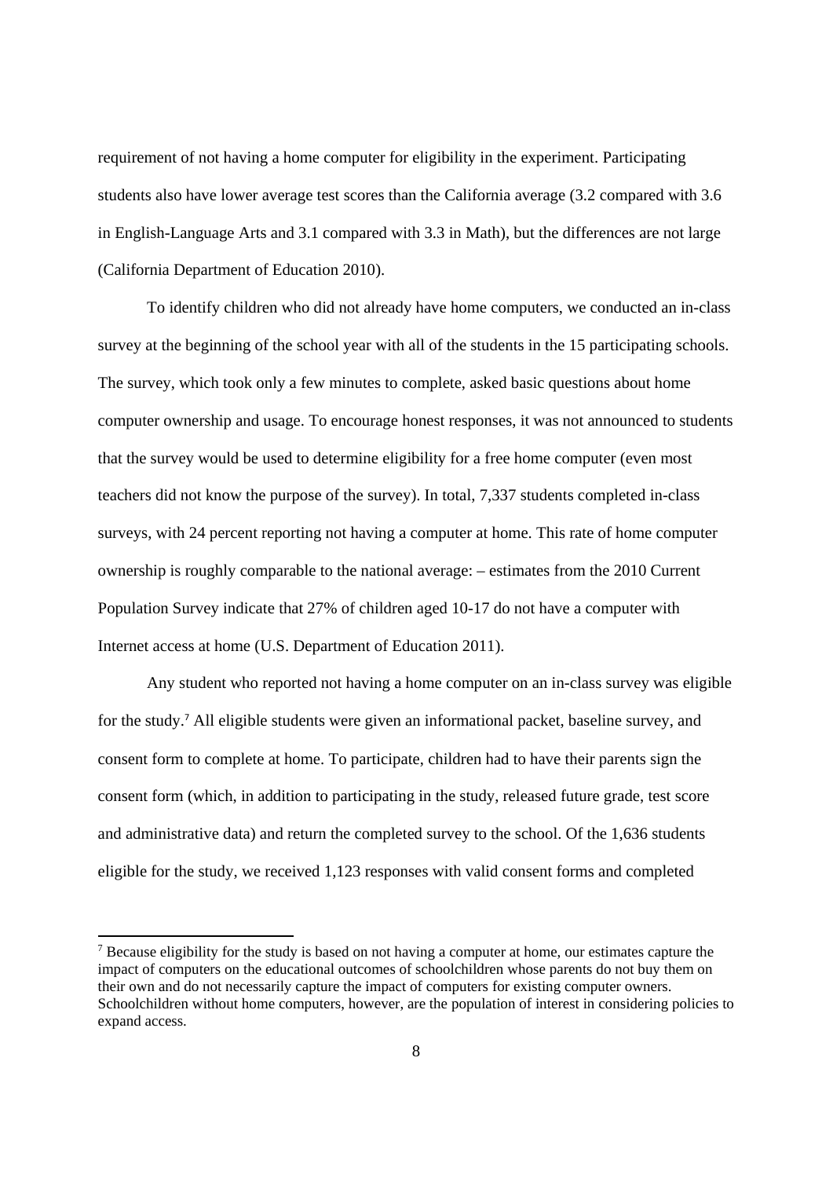requirement of not having a home computer for eligibility in the experiment. Participating students also have lower average test scores than the California average (3.2 compared with 3.6 in English-Language Arts and 3.1 compared with 3.3 in Math), but the differences are not large (California Department of Education 2010).

To identify children who did not already have home computers, we conducted an in-class survey at the beginning of the school year with all of the students in the 15 participating schools. The survey, which took only a few minutes to complete, asked basic questions about home computer ownership and usage. To encourage honest responses, it was not announced to students that the survey would be used to determine eligibility for a free home computer (even most teachers did not know the purpose of the survey). In total, 7,337 students completed in-class surveys, with 24 percent reporting not having a computer at home. This rate of home computer ownership is roughly comparable to the national average: – estimates from the 2010 Current Population Survey indicate that 27% of children aged 10-17 do not have a computer with Internet access at home (U.S. Department of Education 2011).

Any student who reported not having a home computer on an in-class survey was eligible for the study.[7] All eligible students were given an informational packet, baseline survey, and consent form to complete at home. To participate, children had to have their parents sign the consent form (which, in addition to participating in the study, released future grade, test score and administrative data) and return the completed survey to the school. Of the 1,636 students eligible for the study, we received 1,123 responses with valid consent forms and completed

[7] Because eligibility for the study is based on not having a computer at home, our estimates capture the impact of computers on the educational outcomes of schoolchildren whose parents do not buy them on their own and do not necessarily capture the impact of computers for existing computer owners. Schoolchildren without home computers, however, are the population of interest in considering policies to expand access.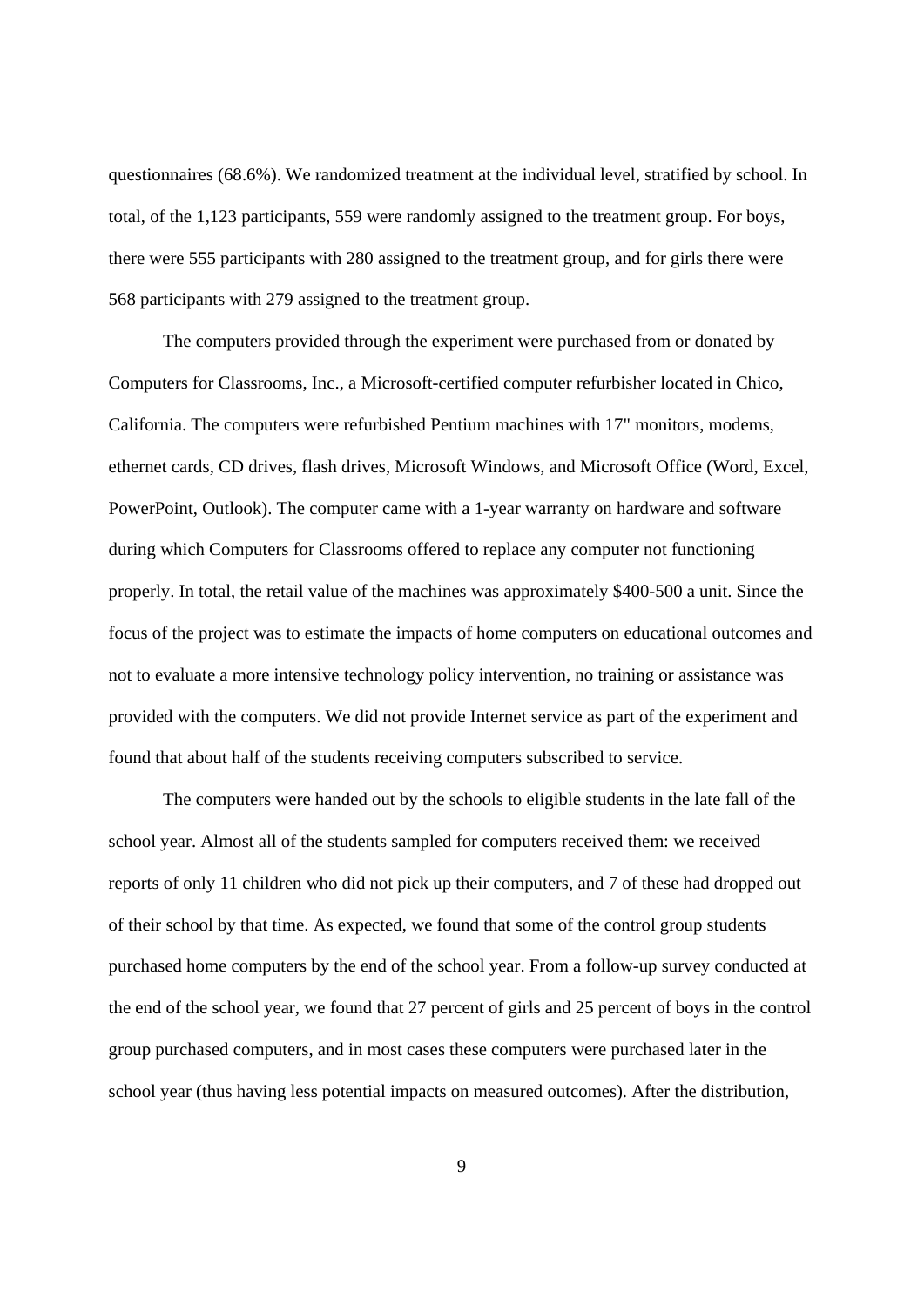questionnaires (68.6%). We randomized treatment at the individual level, stratified by school. In total, of the 1,123 participants, 559 were randomly assigned to the treatment group. For boys, there were 555 participants with 280 assigned to the treatment group, and for girls there were 568 participants with 279 assigned to the treatment group.

The computers provided through the experiment were purchased from or donated by Computers for Classrooms, Inc., a Microsoft-certified computer refurbisher located in Chico, California. The computers were refurbished Pentium machines with 17" monitors, modems, ethernet cards, CD drives, flash drives, Microsoft Windows, and Microsoft Office (Word, Excel, PowerPoint, Outlook). The computer came with a 1-year warranty on hardware and software during which Computers for Classrooms offered to replace any computer not functioning properly. In total, the retail value of the machines was approximately $400-500 a unit. Since the focus of the project was to estimate the impacts of home computers on educational outcomes and not to evaluate a more intensive technology policy intervention, no training or assistance was provided with the computers. We did not provide Internet service as part of the experiment and found that about half of the students receiving computers subscribed to service.

The computers were handed out by the schools to eligible students in the late fall of the school year. Almost all of the students sampled for computers received them: we received reports of only 11 children who did not pick up their computers, and 7 of these had dropped out of their school by that time. As expected, we found that some of the control group students purchased home computers by the end of the school year. From a follow-up survey conducted at the end of the school year, we found that 27 percent of girls and 25 percent of boys in the control group purchased computers, and in most cases these computers were purchased later in the school year (thus having less potential impacts on measured outcomes). After the distribution,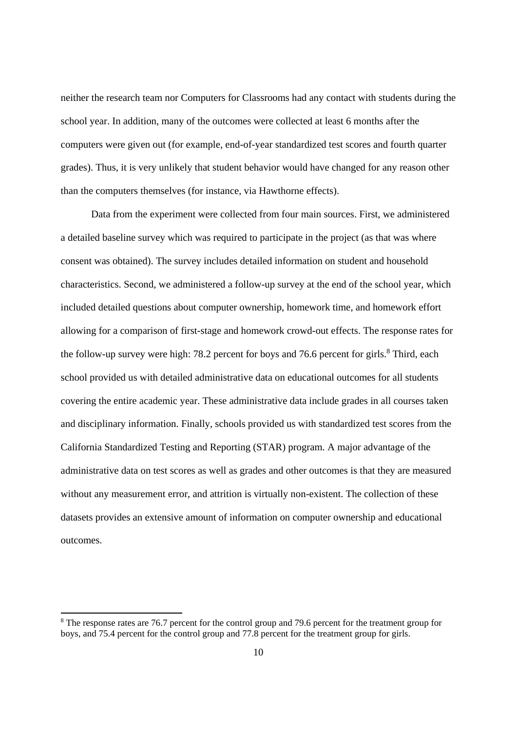neither the research team nor Computers for Classrooms had any contact with students during the school year. In addition, many of the outcomes were collected at least 6 months after the computers were given out (for example, end-of-year standardized test scores and fourth quarter grades). Thus, it is very unlikely that student behavior would have changed for any reason other than the computers themselves (for instance, via Hawthorne effects).

Data from the experiment were collected from four main sources. First, we administered a detailed baseline survey which was required to participate in the project (as that was where consent was obtained). The survey includes detailed information on student and household characteristics. Second, we administered a follow-up survey at the end of the school year, which included detailed questions about computer ownership, homework time, and homework effort allowing for a comparison of first-stage and homework crowd-out effects. The response rates for the follow-up survey were high: 78.2 percent for boys and 76.6 percent for girls.[8] Third, each school provided us with detailed administrative data on educational outcomes for all students covering the entire academic year. These administrative data include grades in all courses taken and disciplinary information. Finally, schools provided us with standardized test scores from the California Standardized Testing and Reporting (STAR) program. A major advantage of the administrative data on test scores as well as grades and other outcomes is that they are measured without any measurement error, and attrition is virtually non-existent. The collection of these datasets provides an extensive amount of information on computer ownership and educational outcomes.

[8] The response rates are 76.7 percent for the control group and 79.6 percent for the treatment group for boys, and 75.4 percent for the control group and 77.8 percent for the treatment group for girls.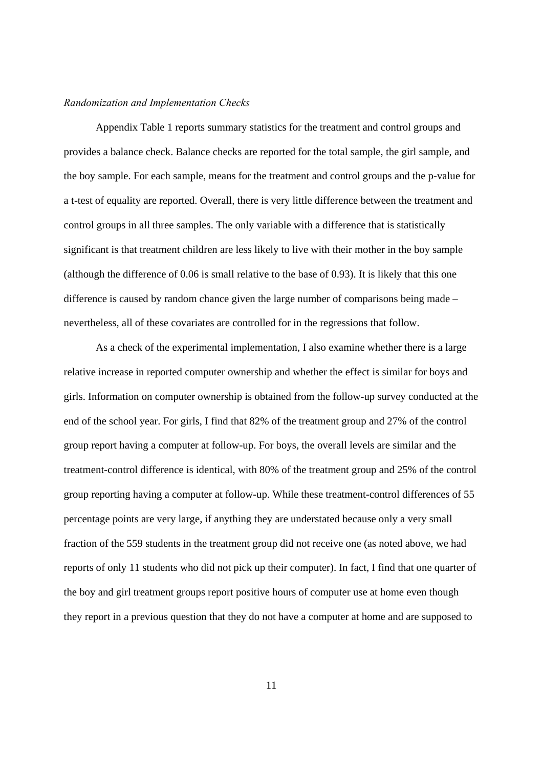*Randomization and Implementation Checks*

Appendix Table 1 reports summary statistics for the treatment and control groups and provides a balance check. Balance checks are reported for the total sample, the girl sample, and the boy sample. For each sample, means for the treatment and control groups and the p-value for a t-test of equality are reported. Overall, there is very little difference between the treatment and control groups in all three samples. The only variable with a difference that is statistically significant is that treatment children are less likely to live with their mother in the boy sample (although the difference of 0.06 is small relative to the base of 0.93). It is likely that this one difference is caused by random chance given the large number of comparisons being made – nevertheless, all of these covariates are controlled for in the regressions that follow.

As a check of the experimental implementation, I also examine whether there is a large relative increase in reported computer ownership and whether the effect is similar for boys and girls. Information on computer ownership is obtained from the follow-up survey conducted at the end of the school year. For girls, I find that 82% of the treatment group and 27% of the control group report having a computer at follow-up. For boys, the overall levels are similar and the treatment-control difference is identical, with 80% of the treatment group and 25% of the control group reporting having a computer at follow-up. While these treatment-control differences of 55 percentage points are very large, if anything they are understated because only a very small fraction of the 559 students in the treatment group did not receive one (as noted above, we had reports of only 11 students who did not pick up their computer). In fact, I find that one quarter of the boy and girl treatment groups report positive hours of computer use at home even though they report in a previous question that they do not have a computer at home and are supposed to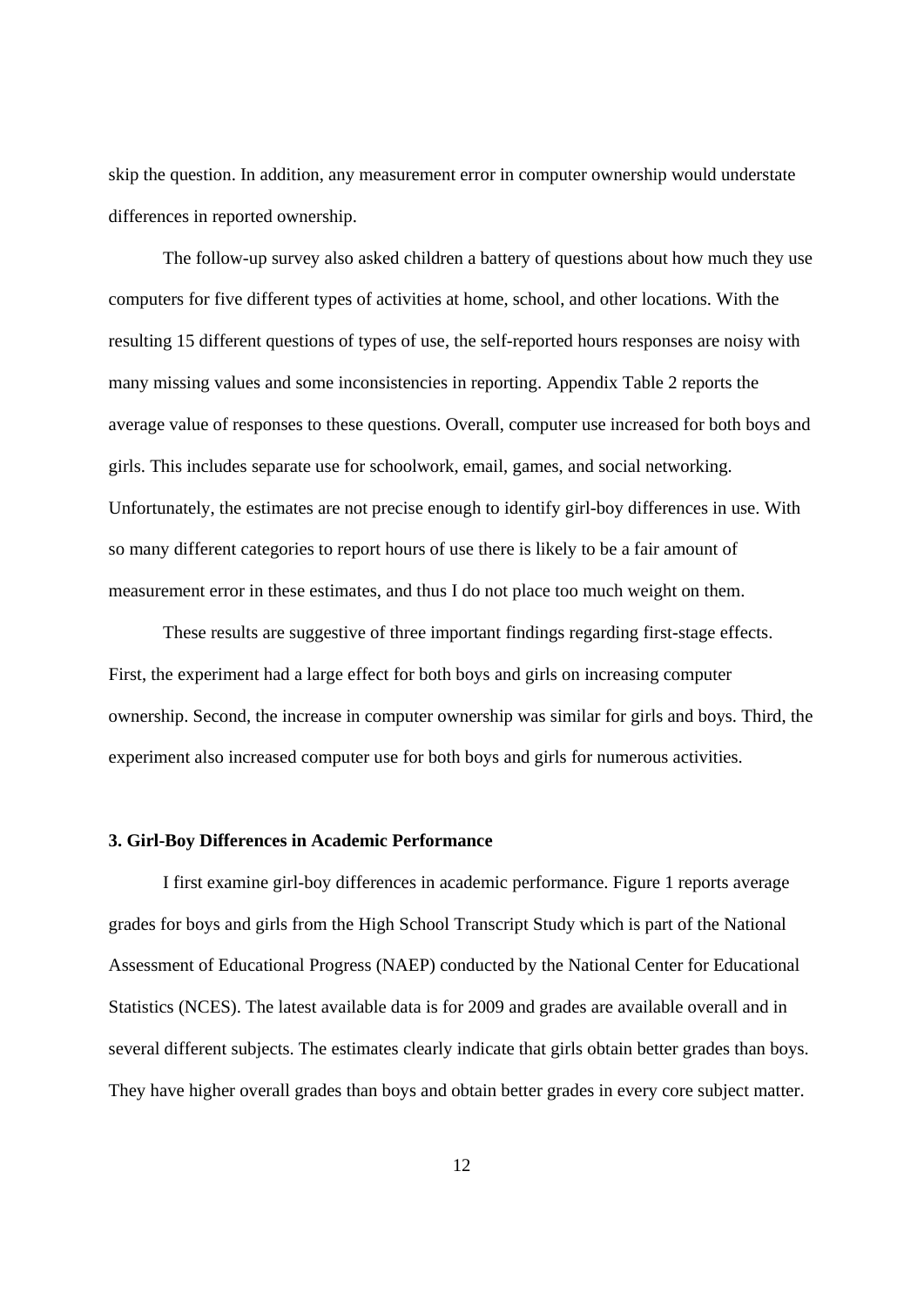skip the question. In addition, any measurement error in computer ownership would understate differences in reported ownership.

The follow-up survey also asked children a battery of questions about how much they use computers for five different types of activities at home, school, and other locations. With the resulting 15 different questions of types of use, the self-reported hours responses are noisy with many missing values and some inconsistencies in reporting. Appendix Table 2 reports the average value of responses to these questions. Overall, computer use increased for both boys and girls. This includes separate use for schoolwork, email, games, and social networking. Unfortunately, the estimates are not precise enough to identify girl-boy differences in use. With so many different categories to report hours of use there is likely to be a fair amount of measurement error in these estimates, and thus I do not place too much weight on them.

These results are suggestive of three important findings regarding first-stage effects. First, the experiment had a large effect for both boys and girls on increasing computer ownership. Second, the increase in computer ownership was similar for girls and boys. Third, the experiment also increased computer use for both boys and girls for numerous activities.

### 3. Girl-Boy Differences in Academic Performance

I first examine girl-boy differences in academic performance. Figure 1 reports average grades for boys and girls from the High School Transcript Study which is part of the National Assessment of Educational Progress (NAEP) conducted by the National Center for Educational Statistics (NCES). The latest available data is for 2009 and grades are available overall and in several different subjects. The estimates clearly indicate that girls obtain better grades than boys. They have higher overall grades than boys and obtain better grades in every core subject matter.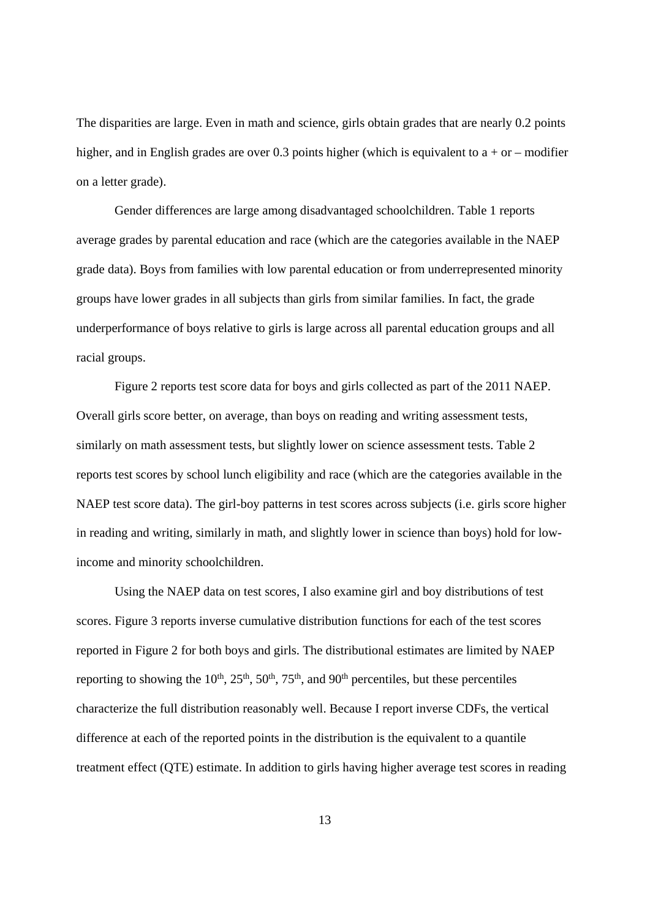The disparities are large. Even in math and science, girls obtain grades that are nearly 0.2 points higher, and in English grades are over 0.3 points higher (which is equivalent to a + or – modifier on a letter grade).

Gender differences are large among disadvantaged schoolchildren. Table 1 reports average grades by parental education and race (which are the categories available in the NAEP grade data). Boys from families with low parental education or from underrepresented minority groups have lower grades in all subjects than girls from similar families. In fact, the grade underperformance of boys relative to girls is large across all parental education groups and all racial groups.

Figure 2 reports test score data for boys and girls collected as part of the 2011 NAEP. Overall girls score better, on average, than boys on reading and writing assessment tests, similarly on math assessment tests, but slightly lower on science assessment tests. Table 2 reports test scores by school lunch eligibility and race (which are the categories available in the NAEP test score data). The girl-boy patterns in test scores across subjects (i.e. girls score higher in reading and writing, similarly in math, and slightly lower in science than boys) hold for low-income and minority schoolchildren.

Using the NAEP data on test scores, I also examine girl and boy distributions of test scores. Figure 3 reports inverse cumulative distribution functions for each of the test scores reported in Figure 2 for both boys and girls. The distributional estimates are limited by NAEP reporting to showing the 10th, 25th, 50th, 75th, and 90th percentiles, but these percentiles characterize the full distribution reasonably well. Because I report inverse CDFs, the vertical difference at each of the reported points in the distribution is the equivalent to a quantile treatment effect (QTE) estimate. In addition to girls having higher average test scores in reading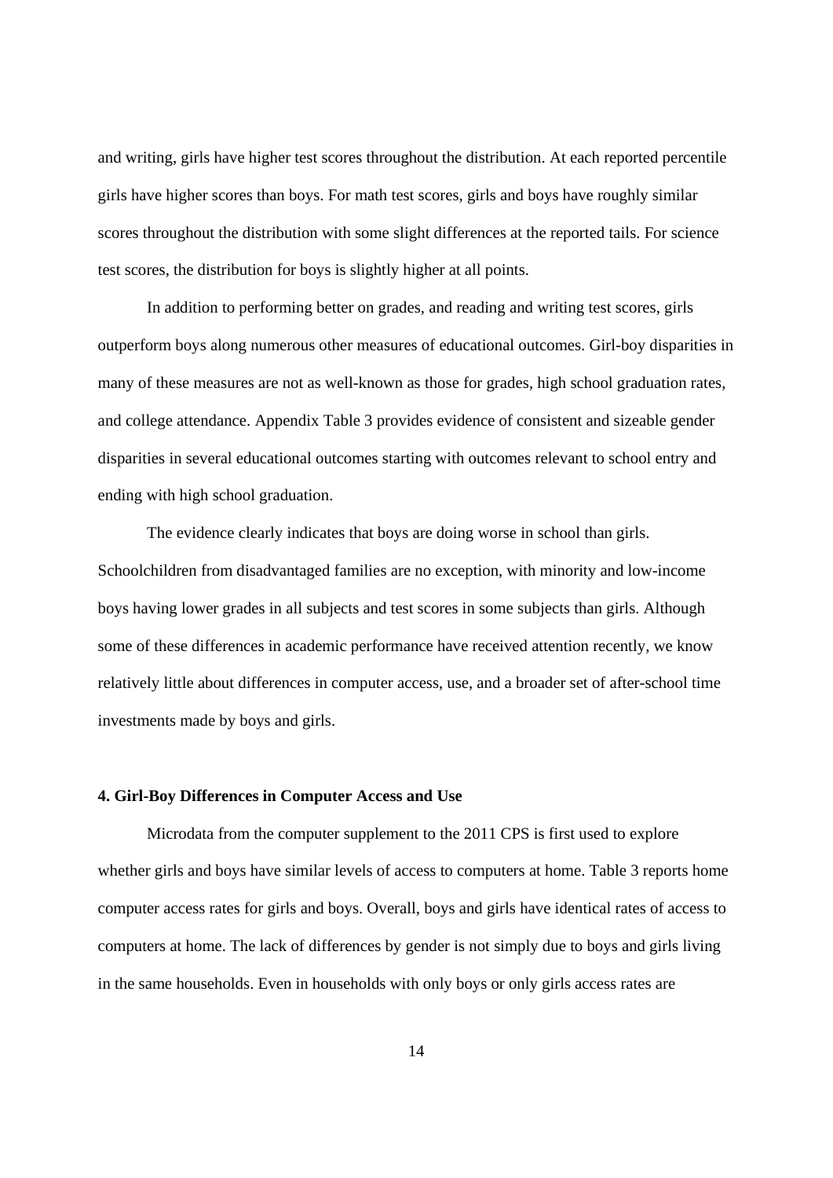and writing, girls have higher test scores throughout the distribution. At each reported percentile girls have higher scores than boys. For math test scores, girls and boys have roughly similar scores throughout the distribution with some slight differences at the reported tails. For science test scores, the distribution for boys is slightly higher at all points.

In addition to performing better on grades, and reading and writing test scores, girls outperform boys along numerous other measures of educational outcomes. Girl-boy disparities in many of these measures are not as well-known as those for grades, high school graduation rates, and college attendance. Appendix Table 3 provides evidence of consistent and sizeable gender disparities in several educational outcomes starting with outcomes relevant to school entry and ending with high school graduation.

The evidence clearly indicates that boys are doing worse in school than girls. Schoolchildren from disadvantaged families are no exception, with minority and low-income boys having lower grades in all subjects and test scores in some subjects than girls. Although some of these differences in academic performance have received attention recently, we know relatively little about differences in computer access, use, and a broader set of after-school time investments made by boys and girls.

### 4. Girl-Boy Differences in Computer Access and Use

Microdata from the computer supplement to the 2011 CPS is first used to explore whether girls and boys have similar levels of access to computers at home. Table 3 reports home computer access rates for girls and boys. Overall, boys and girls have identical rates of access to computers at home. The lack of differences by gender is not simply due to boys and girls living in the same households. Even in households with only boys or only girls access rates are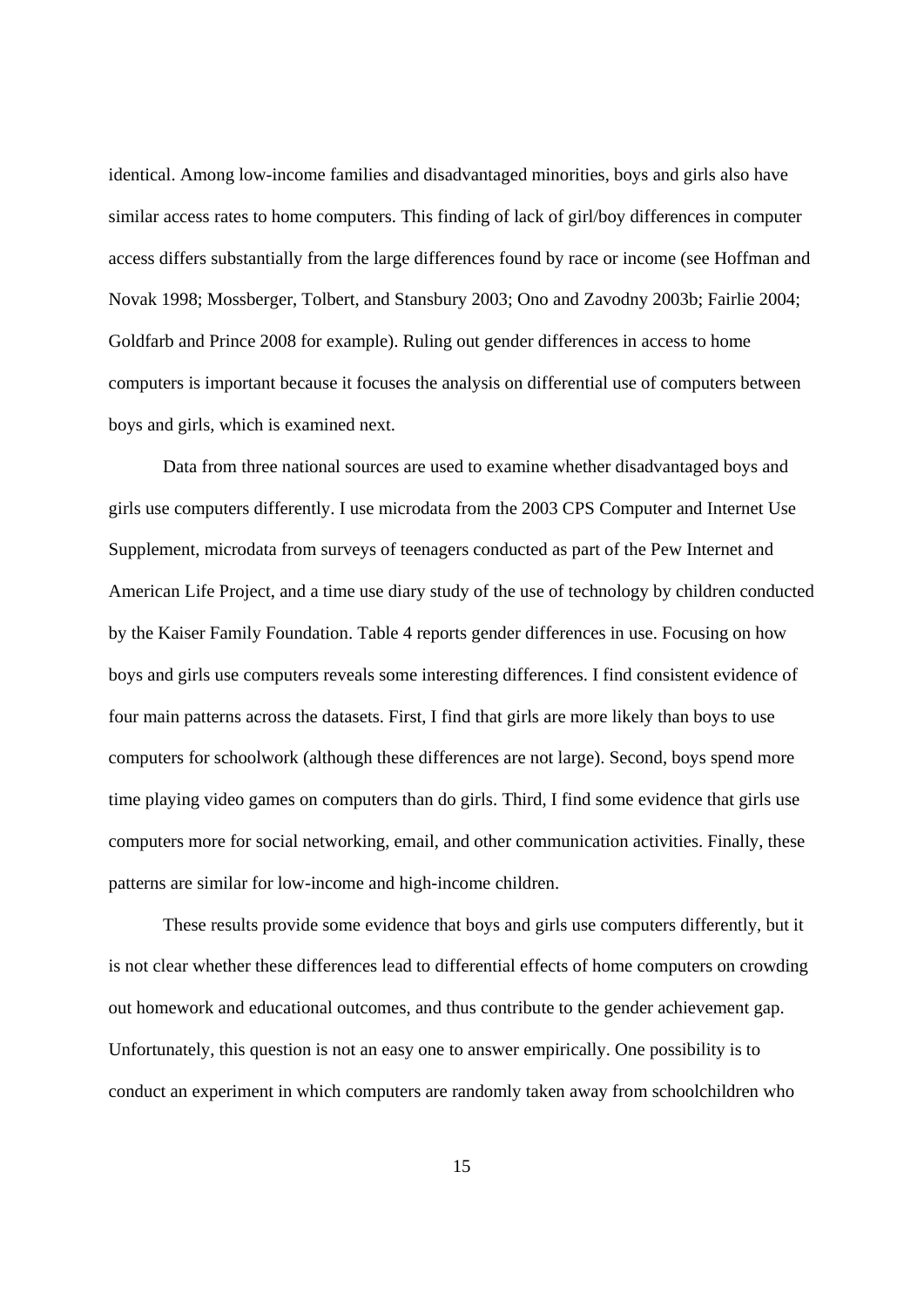identical. Among low-income families and disadvantaged minorities, boys and girls also have similar access rates to home computers. This finding of lack of girl/boy differences in computer access differs substantially from the large differences found by race or income (see Hoffman and Novak 1998; Mossberger, Tolbert, and Stansbury 2003; Ono and Zavodny 2003b; Fairlie 2004; Goldfarb and Prince 2008 for example). Ruling out gender differences in access to home computers is important because it focuses the analysis on differential use of computers between boys and girls, which is examined next.

Data from three national sources are used to examine whether disadvantaged boys and girls use computers differently. I use microdata from the 2003 CPS Computer and Internet Use Supplement, microdata from surveys of teenagers conducted as part of the Pew Internet and American Life Project, and a time use diary study of the use of technology by children conducted by the Kaiser Family Foundation. Table 4 reports gender differences in use. Focusing on how boys and girls use computers reveals some interesting differences. I find consistent evidence of four main patterns across the datasets. First, I find that girls are more likely than boys to use computers for schoolwork (although these differences are not large). Second, boys spend more time playing video games on computers than do girls. Third, I find some evidence that girls use computers more for social networking, email, and other communication activities. Finally, these patterns are similar for low-income and high-income children.

These results provide some evidence that boys and girls use computers differently, but it is not clear whether these differences lead to differential effects of home computers on crowding out homework and educational outcomes, and thus contribute to the gender achievement gap. Unfortunately, this question is not an easy one to answer empirically. One possibility is to conduct an experiment in which computers are randomly taken away from schoolchildren who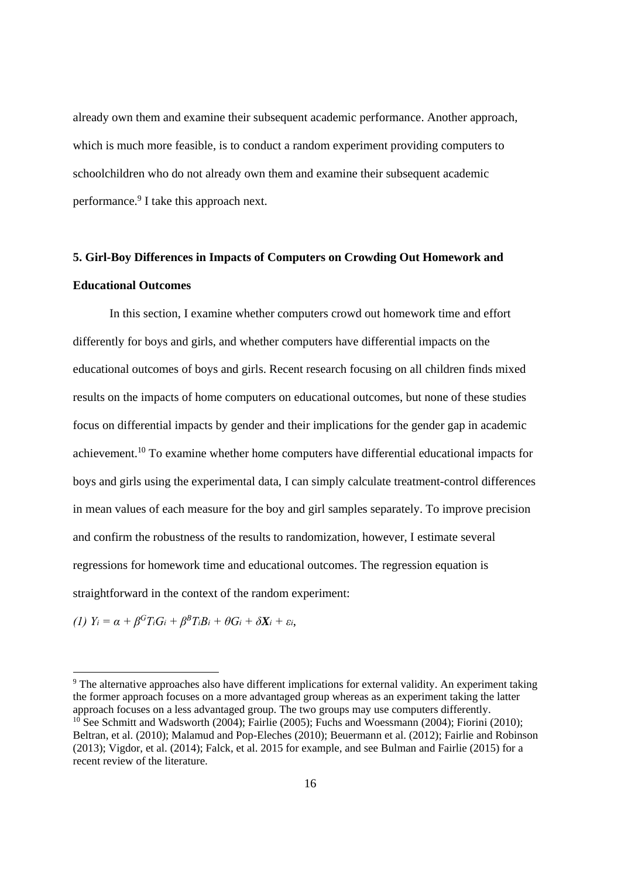already own them and examine their subsequent academic performance. Another approach, which is much more feasible, is to conduct a random experiment providing computers to schoolchildren who do not already own them and examine their subsequent academic performance.[9] I take this approach next.

## 5. Girl-Boy Differences in Impacts of Computers on Crowding Out Homework and Educational Outcomes

In this section, I examine whether computers crowd out homework time and effort differently for boys and girls, and whether computers have differential impacts on the educational outcomes of boys and girls. Recent research focusing on all children finds mixed results on the impacts of home computers on educational outcomes, but none of these studies focus on differential impacts by gender and their implications for the gender gap in academic achievement.[10] To examine whether home computers have differential educational impacts for boys and girls using the experimental data, I can simply calculate treatment-control differences in mean values of each measure for the boy and girl samples separately. To improve precision and confirm the robustness of the results to randomization, however, I estimate several regressions for homework time and educational outcomes. The regression equation is straightforward in the context of the random experiment:

$$(1)\ Y_i = \alpha + \beta^G T_i G_i + \beta^B T_i B_i + \theta G_i + \delta \boldsymbol{X}_i + \varepsilon_i,$$

---

[9] The alternative approaches also have different implications for external validity. An experiment taking the former approach focuses on a more advantaged group whereas as an experiment taking the latter approach focuses on a less advantaged group. The two groups may use computers differently.

[10] See Schmitt and Wadsworth (2004); Fairlie (2005); Fuchs and Woessmann (2004); Fiorini (2010); Beltran, et al. (2010); Malamud and Pop-Eleches (2010); Beuermann et al. (2012); Fairlie and Robinson (2013); Vigdor, et al. (2014); Falck, et al. 2015 for example, and see Bulman and Fairlie (2015) for a recent review of the literature.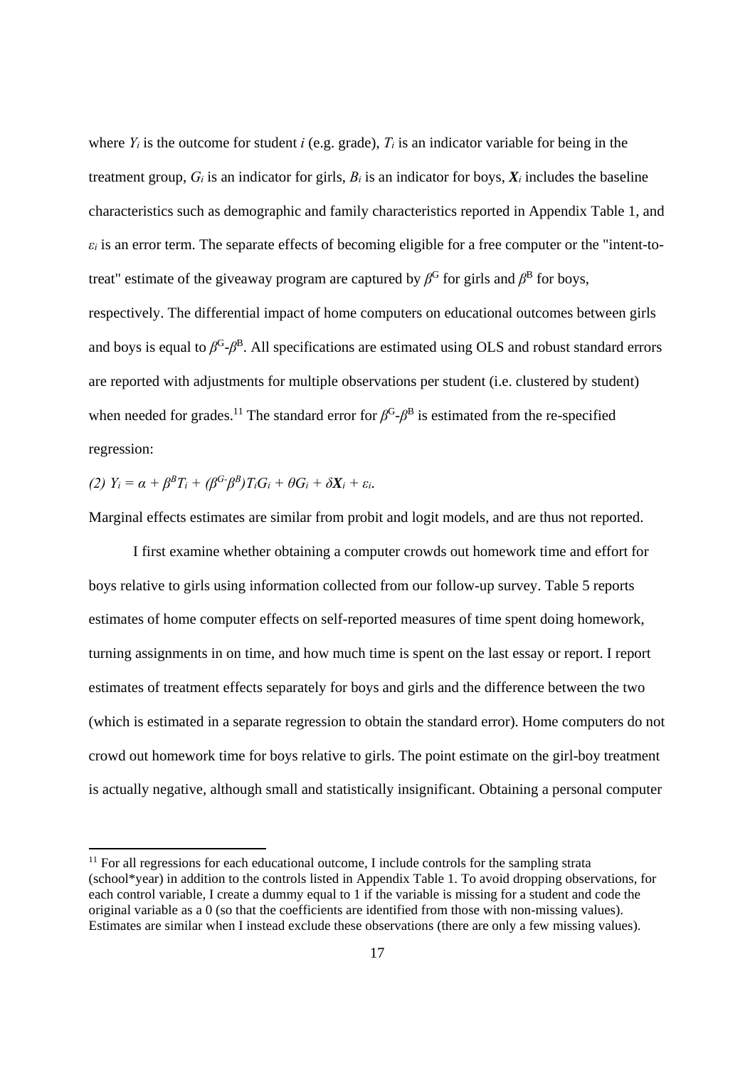where $Y_i$ is the outcome for student $i$ (e.g. grade), $T_i$ is an indicator variable for being in the treatment group, $G_i$ is an indicator for girls, $B_i$ is an indicator for boys, $\boldsymbol{X}_i$ includes the baseline characteristics such as demographic and family characteristics reported in Appendix Table 1, and $\varepsilon_i$ is an error term. The separate effects of becoming eligible for a free computer or the "intent-to-treat" estimate of the giveaway program are captured by $\beta^G$ for girls and $\beta^B$ for boys, respectively. The differential impact of home computers on educational outcomes between girls and boys is equal to $\beta^G$-$\beta^B$. All specifications are estimated using OLS and robust standard errors are reported with adjustments for multiple observations per student (i.e. clustered by student) when needed for grades.[11] The standard error for $\beta^G$-$\beta^B$ is estimated from the re-specified regression:

$$(2)\ Y_i = \alpha + \beta^B T_i + (\beta^G\text{-}\beta^B) T_i G_i + \theta G_i + \delta \boldsymbol{X}_i + \varepsilon_i.$$

Marginal effects estimates are similar from probit and logit models, and are thus not reported.

I first examine whether obtaining a computer crowds out homework time and effort for boys relative to girls using information collected from our follow-up survey. Table 5 reports estimates of home computer effects on self-reported measures of time spent doing homework, turning assignments in on time, and how much time is spent on the last essay or report. I report estimates of treatment effects separately for boys and girls and the difference between the two (which is estimated in a separate regression to obtain the standard error). Home computers do not crowd out homework time for boys relative to girls. The point estimate on the girl-boy treatment is actually negative, although small and statistically insignificant. Obtaining a personal computer

[11] For all regressions for each educational outcome, I include controls for the sampling strata (school*year) in addition to the controls listed in Appendix Table 1. To avoid dropping observations, for each control variable, I create a dummy equal to 1 if the variable is missing for a student and code the original variable as a 0 (so that the coefficients are identified from those with non-missing values). Estimates are similar when I instead exclude these observations (there are only a few missing values).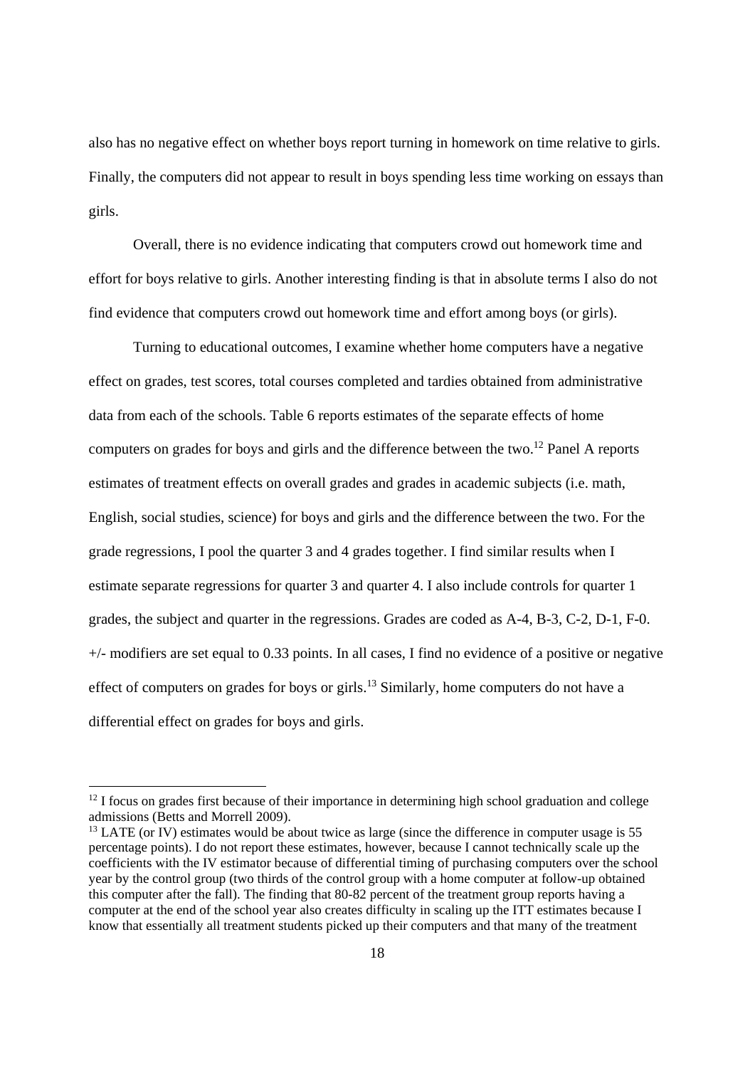also has no negative effect on whether boys report turning in homework on time relative to girls. Finally, the computers did not appear to result in boys spending less time working on essays than girls.

Overall, there is no evidence indicating that computers crowd out homework time and effort for boys relative to girls. Another interesting finding is that in absolute terms I also do not find evidence that computers crowd out homework time and effort among boys (or girls).

Turning to educational outcomes, I examine whether home computers have a negative effect on grades, test scores, total courses completed and tardies obtained from administrative data from each of the schools. Table 6 reports estimates of the separate effects of home computers on grades for boys and girls and the difference between the two.[12] Panel A reports estimates of treatment effects on overall grades and grades in academic subjects (i.e. math, English, social studies, science) for boys and girls and the difference between the two. For the grade regressions, I pool the quarter 3 and 4 grades together. I find similar results when I estimate separate regressions for quarter 3 and quarter 4. I also include controls for quarter 1 grades, the subject and quarter in the regressions. Grades are coded as A-4, B-3, C-2, D-1, F-0. +/- modifiers are set equal to 0.33 points. In all cases, I find no evidence of a positive or negative effect of computers on grades for boys or girls.[13] Similarly, home computers do not have a differential effect on grades for boys and girls.

[12] I focus on grades first because of their importance in determining high school graduation and college admissions (Betts and Morrell 2009).

[13] LATE (or IV) estimates would be about twice as large (since the difference in computer usage is 55 percentage points). I do not report these estimates, however, because I cannot technically scale up the coefficients with the IV estimator because of differential timing of purchasing computers over the school year by the control group (two thirds of the control group with a home computer at follow-up obtained this computer after the fall). The finding that 80-82 percent of the treatment group reports having a computer at the end of the school year also creates difficulty in scaling up the ITT estimates because I know that essentially all treatment students picked up their computers and that many of the treatment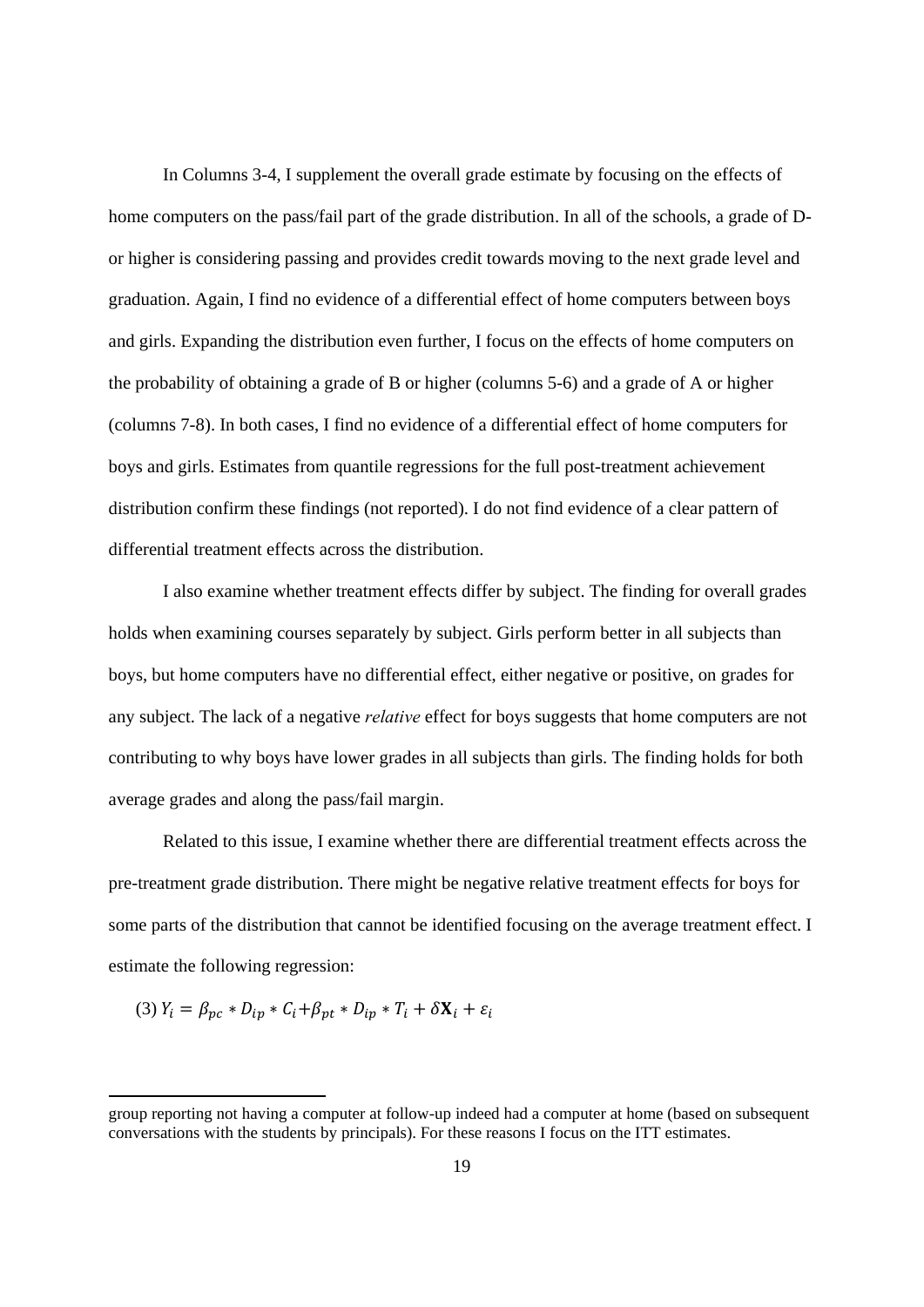In Columns 3-4, I supplement the overall grade estimate by focusing on the effects of home computers on the pass/fail part of the grade distribution. In all of the schools, a grade of D- or higher is considering passing and provides credit towards moving to the next grade level and graduation. Again, I find no evidence of a differential effect of home computers between boys and girls. Expanding the distribution even further, I focus on the effects of home computers on the probability of obtaining a grade of B or higher (columns 5-6) and a grade of A or higher (columns 7-8). In both cases, I find no evidence of a differential effect of home computers for boys and girls. Estimates from quantile regressions for the full post-treatment achievement distribution confirm these findings (not reported). I do not find evidence of a clear pattern of differential treatment effects across the distribution.

I also examine whether treatment effects differ by subject. The finding for overall grades holds when examining courses separately by subject. Girls perform better in all subjects than boys, but home computers have no differential effect, either negative or positive, on grades for any subject. The lack of a negative *relative* effect for boys suggests that home computers are not contributing to why boys have lower grades in all subjects than girls. The finding holds for both average grades and along the pass/fail margin.

Related to this issue, I examine whether there are differential treatment effects across the pre-treatment grade distribution. There might be negative relative treatment effects for boys for some parts of the distribution that cannot be identified focusing on the average treatment effect. I estimate the following regression:

$$(3)\ Y_i = \beta_{pc} * D_{ip} * C_i + \beta_{pt} * D_{ip} * T_i + \delta \mathbf{X}_i + \varepsilon_i$$

---

group reporting not having a computer at follow-up indeed had a computer at home (based on subsequent conversations with the students by principals). For these reasons I focus on the ITT estimates.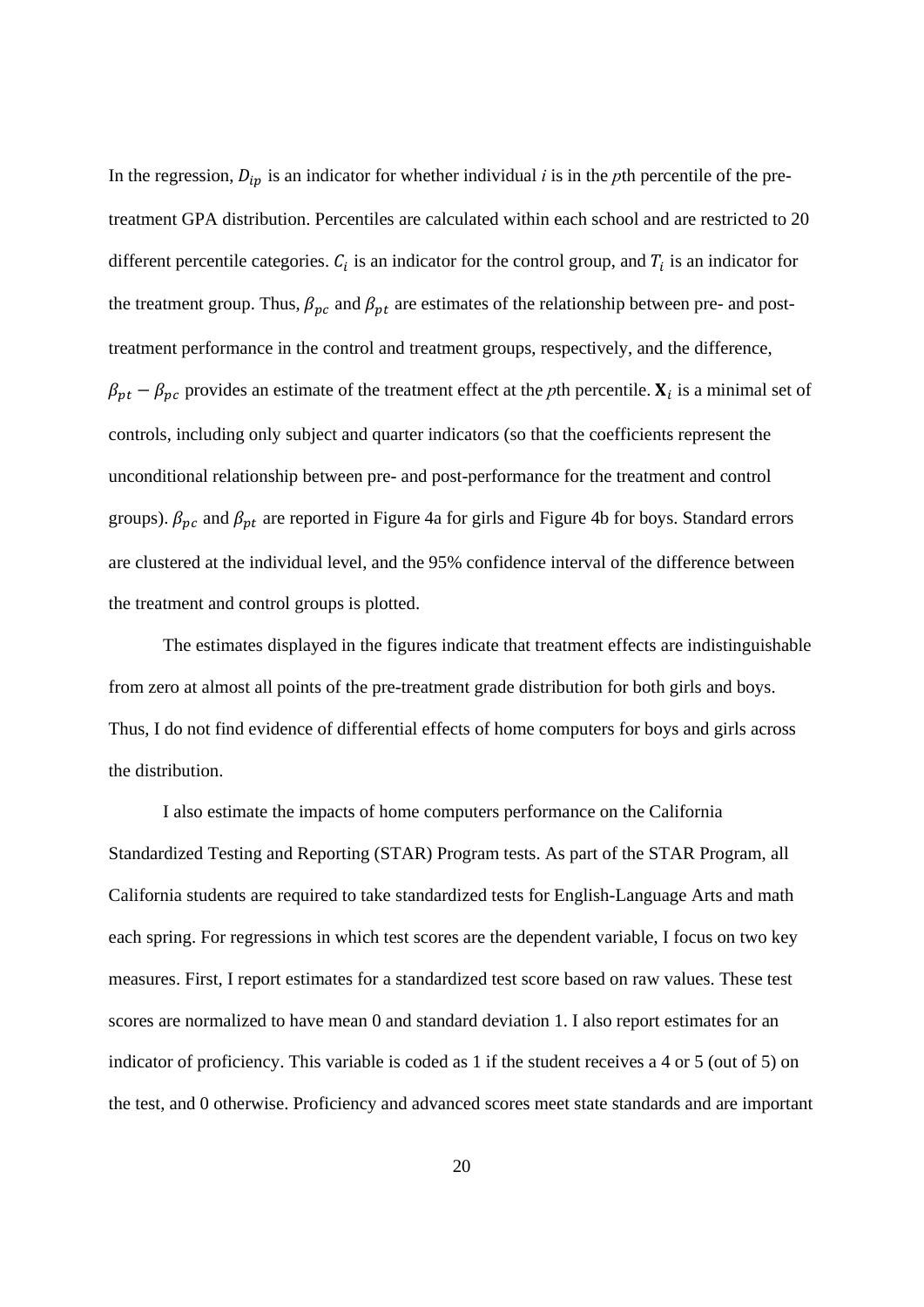In the regression, $D_{ip}$ is an indicator for whether individual *i* is in the *p*th percentile of the pre-treatment GPA distribution. Percentiles are calculated within each school and are restricted to 20 different percentile categories. $C_i$ is an indicator for the control group, and $T_i$ is an indicator for the treatment group. Thus, $\beta_{pc}$ and $\beta_{pt}$ are estimates of the relationship between pre- and post-treatment performance in the control and treatment groups, respectively, and the difference, $\beta_{pt} - \beta_{pc}$ provides an estimate of the treatment effect at the *p*th percentile. $\mathbf{X}_i$ is a minimal set of controls, including only subject and quarter indicators (so that the coefficients represent the unconditional relationship between pre- and post-performance for the treatment and control groups). $\beta_{pc}$ and $\beta_{pt}$ are reported in Figure 4a for girls and Figure 4b for boys. Standard errors are clustered at the individual level, and the 95% confidence interval of the difference between the treatment and control groups is plotted.

The estimates displayed in the figures indicate that treatment effects are indistinguishable from zero at almost all points of the pre-treatment grade distribution for both girls and boys. Thus, I do not find evidence of differential effects of home computers for boys and girls across the distribution.

I also estimate the impacts of home computers performance on the California Standardized Testing and Reporting (STAR) Program tests. As part of the STAR Program, all California students are required to take standardized tests for English-Language Arts and math each spring. For regressions in which test scores are the dependent variable, I focus on two key measures. First, I report estimates for a standardized test score based on raw values. These test scores are normalized to have mean 0 and standard deviation 1. I also report estimates for an indicator of proficiency. This variable is coded as 1 if the student receives a 4 or 5 (out of 5) on the test, and 0 otherwise. Proficiency and advanced scores meet state standards and are important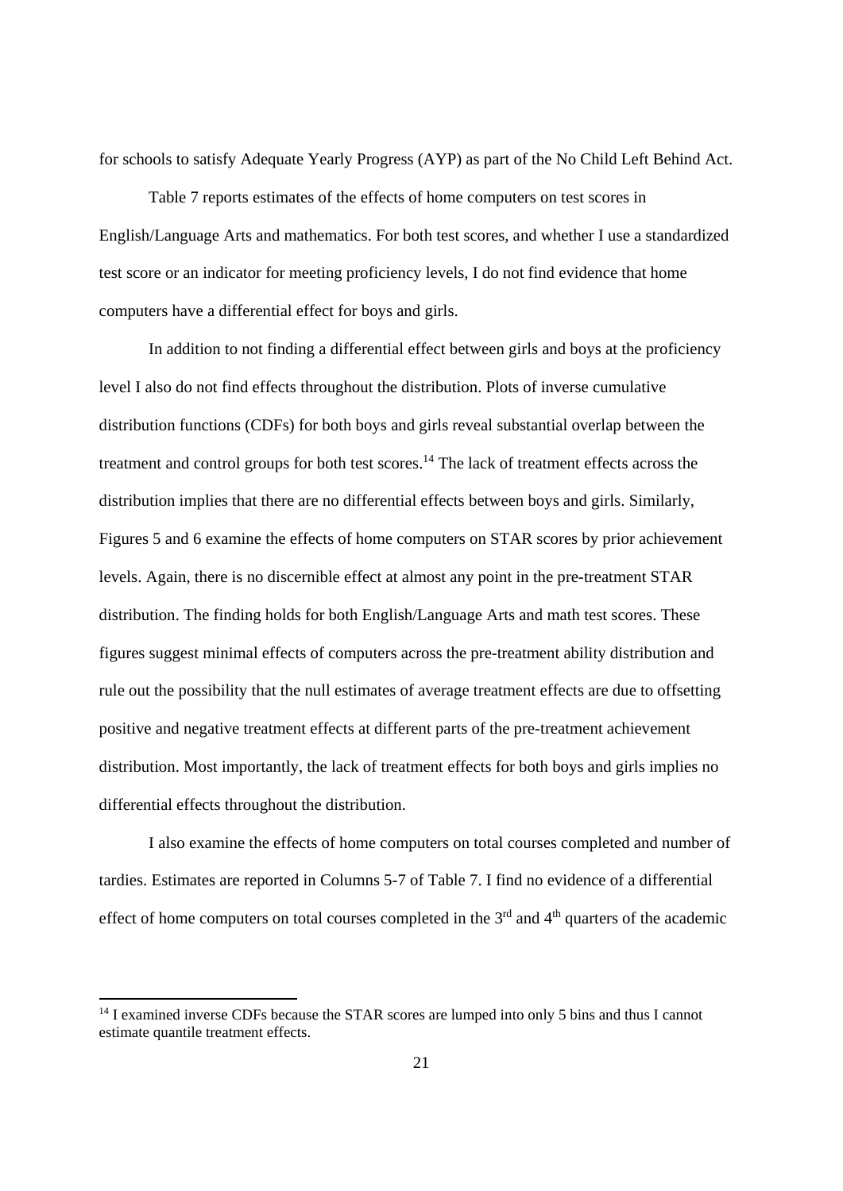for schools to satisfy Adequate Yearly Progress (AYP) as part of the No Child Left Behind Act.

Table 7 reports estimates of the effects of home computers on test scores in English/Language Arts and mathematics. For both test scores, and whether I use a standardized test score or an indicator for meeting proficiency levels, I do not find evidence that home computers have a differential effect for boys and girls.

In addition to not finding a differential effect between girls and boys at the proficiency level I also do not find effects throughout the distribution. Plots of inverse cumulative distribution functions (CDFs) for both boys and girls reveal substantial overlap between the treatment and control groups for both test scores.[14] The lack of treatment effects across the distribution implies that there are no differential effects between boys and girls. Similarly, Figures 5 and 6 examine the effects of home computers on STAR scores by prior achievement levels. Again, there is no discernible effect at almost any point in the pre-treatment STAR distribution. The finding holds for both English/Language Arts and math test scores. These figures suggest minimal effects of computers across the pre-treatment ability distribution and rule out the possibility that the null estimates of average treatment effects are due to offsetting positive and negative treatment effects at different parts of the pre-treatment achievement distribution. Most importantly, the lack of treatment effects for both boys and girls implies no differential effects throughout the distribution.

I also examine the effects of home computers on total courses completed and number of tardies. Estimates are reported in Columns 5-7 of Table 7. I find no evidence of a differential effect of home computers on total courses completed in the 3rd and 4th quarters of the academic

[14] I examined inverse CDFs because the STAR scores are lumped into only 5 bins and thus I cannot estimate quantile treatment effects.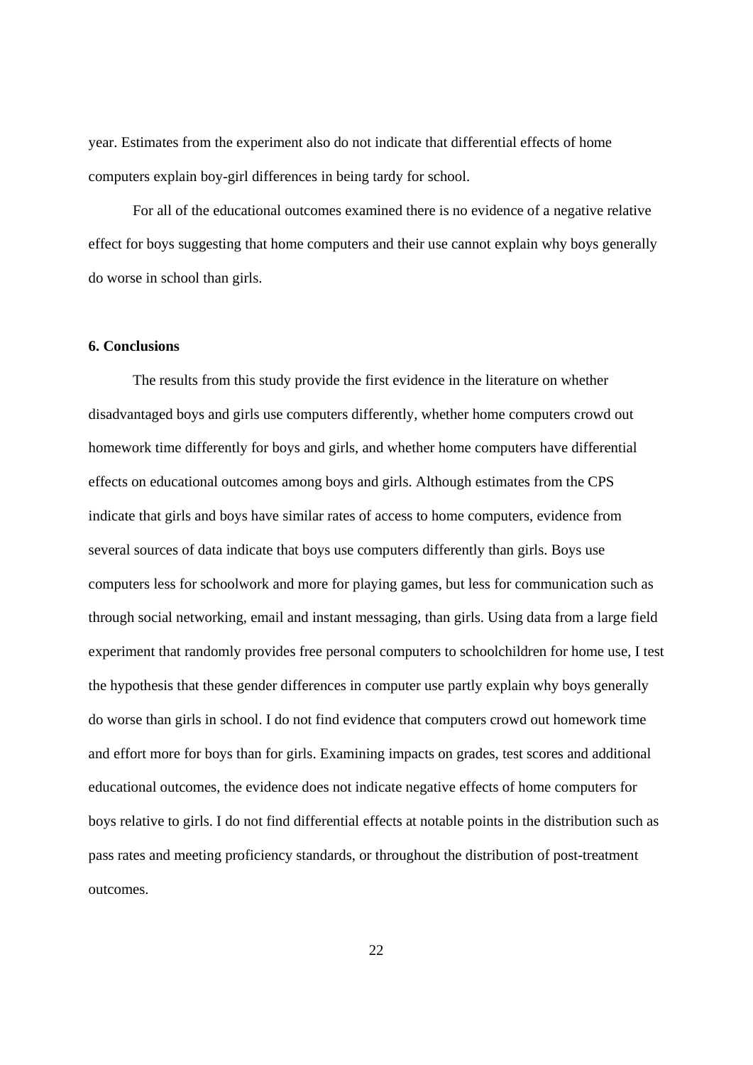year. Estimates from the experiment also do not indicate that differential effects of home computers explain boy-girl differences in being tardy for school.

For all of the educational outcomes examined there is no evidence of a negative relative effect for boys suggesting that home computers and their use cannot explain why boys generally do worse in school than girls.

### 6. Conclusions

The results from this study provide the first evidence in the literature on whether disadvantaged boys and girls use computers differently, whether home computers crowd out homework time differently for boys and girls, and whether home computers have differential effects on educational outcomes among boys and girls. Although estimates from the CPS indicate that girls and boys have similar rates of access to home computers, evidence from several sources of data indicate that boys use computers differently than girls. Boys use computers less for schoolwork and more for playing games, but less for communication such as through social networking, email and instant messaging, than girls. Using data from a large field experiment that randomly provides free personal computers to schoolchildren for home use, I test the hypothesis that these gender differences in computer use partly explain why boys generally do worse than girls in school. I do not find evidence that computers crowd out homework time and effort more for boys than for girls. Examining impacts on grades, test scores and additional educational outcomes, the evidence does not indicate negative effects of home computers for boys relative to girls. I do not find differential effects at notable points in the distribution such as pass rates and meeting proficiency standards, or throughout the distribution of post-treatment outcomes.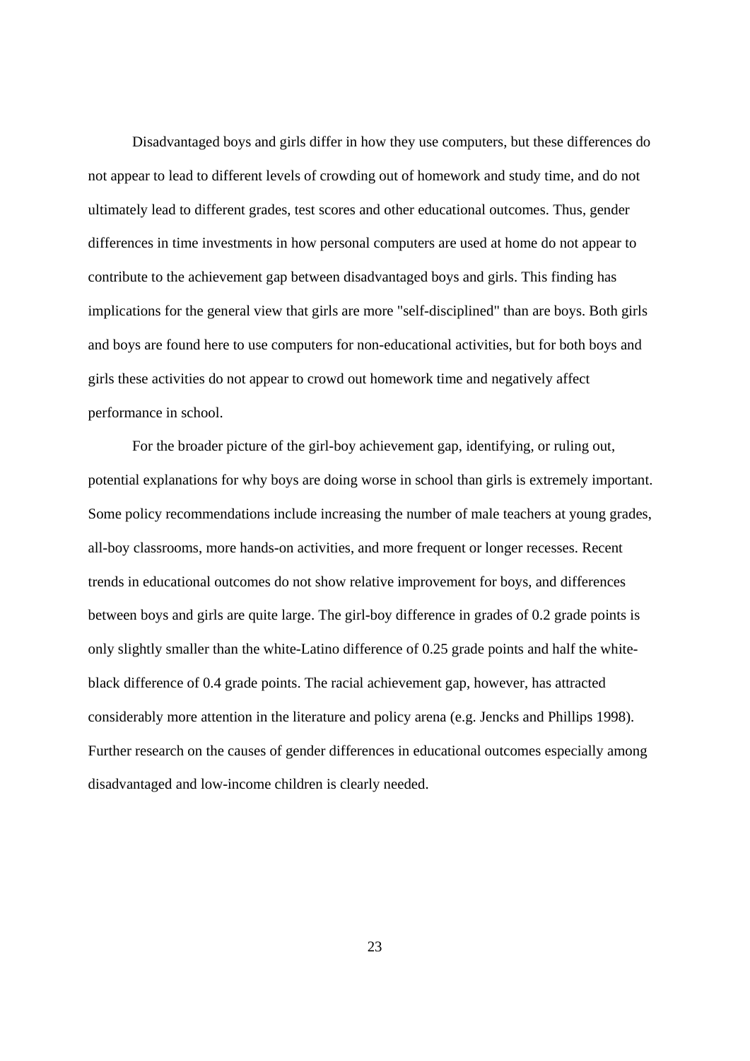Disadvantaged boys and girls differ in how they use computers, but these differences do not appear to lead to different levels of crowding out of homework and study time, and do not ultimately lead to different grades, test scores and other educational outcomes. Thus, gender differences in time investments in how personal computers are used at home do not appear to contribute to the achievement gap between disadvantaged boys and girls. This finding has implications for the general view that girls are more "self-disciplined" than are boys. Both girls and boys are found here to use computers for non-educational activities, but for both boys and girls these activities do not appear to crowd out homework time and negatively affect performance in school.

For the broader picture of the girl-boy achievement gap, identifying, or ruling out, potential explanations for why boys are doing worse in school than girls is extremely important. Some policy recommendations include increasing the number of male teachers at young grades, all-boy classrooms, more hands-on activities, and more frequent or longer recesses. Recent trends in educational outcomes do not show relative improvement for boys, and differences between boys and girls are quite large. The girl-boy difference in grades of 0.2 grade points is only slightly smaller than the white-Latino difference of 0.25 grade points and half the white-black difference of 0.4 grade points. The racial achievement gap, however, has attracted considerably more attention in the literature and policy arena (e.g. Jencks and Phillips 1998). Further research on the causes of gender differences in educational outcomes especially among disadvantaged and low-income children is clearly needed.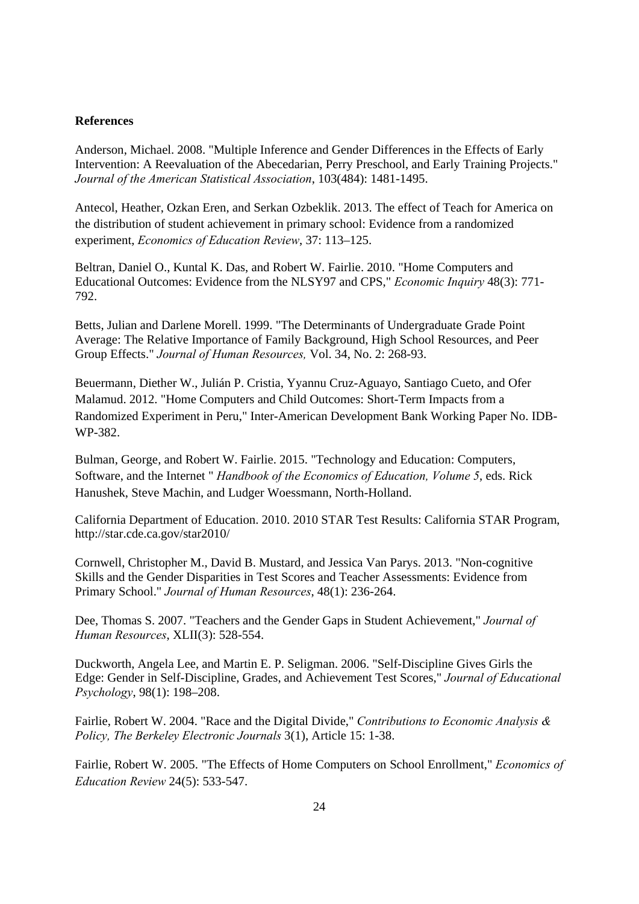**References**

Anderson, Michael. 2008. "Multiple Inference and Gender Differences in the Effects of Early Intervention: A Reevaluation of the Abecedarian, Perry Preschool, and Early Training Projects." *Journal of the American Statistical Association*, 103(484): 1481-1495.

Antecol, Heather, Ozkan Eren, and Serkan Ozbeklik. 2013. The effect of Teach for America on the distribution of student achievement in primary school: Evidence from a randomized experiment, *Economics of Education Review*, 37: 113–125.

Beltran, Daniel O., Kuntal K. Das, and Robert W. Fairlie. 2010. "Home Computers and Educational Outcomes: Evidence from the NLSY97 and CPS," *Economic Inquiry* 48(3): 771-792.

Betts, Julian and Darlene Morell. 1999. "The Determinants of Undergraduate Grade Point Average: The Relative Importance of Family Background, High School Resources, and Peer Group Effects." *Journal of Human Resources,* Vol. 34, No. 2: 268-93.

Beuermann, Diether W., Julián P. Cristia, Yyannu Cruz-Aguayo, Santiago Cueto, and Ofer Malamud. 2012. "Home Computers and Child Outcomes: Short-Term Impacts from a Randomized Experiment in Peru," Inter-American Development Bank Working Paper No. IDB-WP-382.

Bulman, George, and Robert W. Fairlie. 2015. "Technology and Education: Computers, Software, and the Internet " *Handbook of the Economics of Education, Volume 5*, eds. Rick Hanushek, Steve Machin, and Ludger Woessmann, North-Holland.

California Department of Education. 2010. 2010 STAR Test Results: California STAR Program, http://star.cde.ca.gov/star2010/

Cornwell, Christopher M., David B. Mustard, and Jessica Van Parys. 2013. "Non-cognitive Skills and the Gender Disparities in Test Scores and Teacher Assessments: Evidence from Primary School." *Journal of Human Resources*, 48(1): 236-264.

Dee, Thomas S. 2007. "Teachers and the Gender Gaps in Student Achievement," *Journal of Human Resources*, XLII(3): 528-554.

Duckworth, Angela Lee, and Martin E. P. Seligman. 2006. "Self-Discipline Gives Girls the Edge: Gender in Self-Discipline, Grades, and Achievement Test Scores," *Journal of Educational Psychology*, 98(1): 198–208.

Fairlie, Robert W. 2004. "Race and the Digital Divide," *Contributions to Economic Analysis & Policy, The Berkeley Electronic Journals* 3(1), Article 15: 1-38.

Fairlie, Robert W. 2005. "The Effects of Home Computers on School Enrollment," *Economics of Education Review* 24(5): 533-547.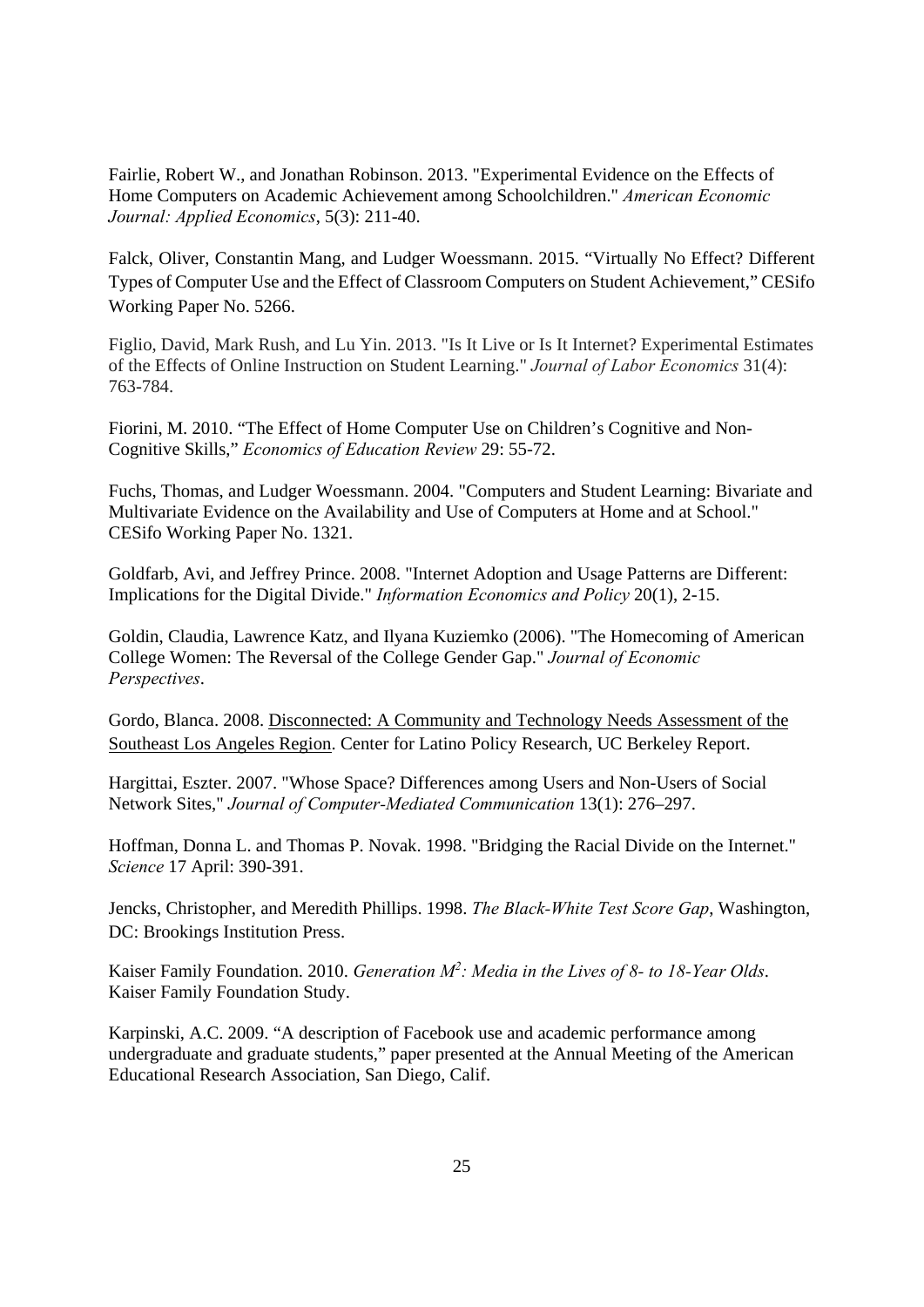Fairlie, Robert W., and Jonathan Robinson. 2013. "Experimental Evidence on the Effects of Home Computers on Academic Achievement among Schoolchildren." *American Economic Journal: Applied Economics*, 5(3): 211-40.

Falck, Oliver, Constantin Mang, and Ludger Woessmann. 2015. "Virtually No Effect? Different Types of Computer Use and the Effect of Classroom Computers on Student Achievement," CESifo Working Paper No. 5266.

Figlio, David, Mark Rush, and Lu Yin. 2013. "Is It Live or Is It Internet? Experimental Estimates of the Effects of Online Instruction on Student Learning." *Journal of Labor Economics* 31(4): 763-784.

Fiorini, M. 2010. "The Effect of Home Computer Use on Children's Cognitive and Non-Cognitive Skills," *Economics of Education Review* 29: 55-72.

Fuchs, Thomas, and Ludger Woessmann. 2004. "Computers and Student Learning: Bivariate and Multivariate Evidence on the Availability and Use of Computers at Home and at School." CESifo Working Paper No. 1321.

Goldfarb, Avi, and Jeffrey Prince. 2008. "Internet Adoption and Usage Patterns are Different: Implications for the Digital Divide." *Information Economics and Policy* 20(1), 2-15.

Goldin, Claudia, Lawrence Katz, and Ilyana Kuziemko (2006). "The Homecoming of American College Women: The Reversal of the College Gender Gap." *Journal of Economic Perspectives*.

Gordo, Blanca. 2008. Disconnected: A Community and Technology Needs Assessment of the Southeast Los Angeles Region. Center for Latino Policy Research, UC Berkeley Report.

Hargittai, Eszter. 2007. "Whose Space? Differences among Users and Non-Users of Social Network Sites," *Journal of Computer-Mediated Communication* 13(1): 276–297.

Hoffman, Donna L. and Thomas P. Novak. 1998. "Bridging the Racial Divide on the Internet." *Science* 17 April: 390-391.

Jencks, Christopher, and Meredith Phillips. 1998. *The Black-White Test Score Gap*, Washington, DC: Brookings Institution Press.

Kaiser Family Foundation. 2010. *Generation $M^2$: Media in the Lives of 8- to 18-Year Olds*. Kaiser Family Foundation Study.

Karpinski, A.C. 2009. "A description of Facebook use and academic performance among undergraduate and graduate students," paper presented at the Annual Meeting of the American Educational Research Association, San Diego, Calif.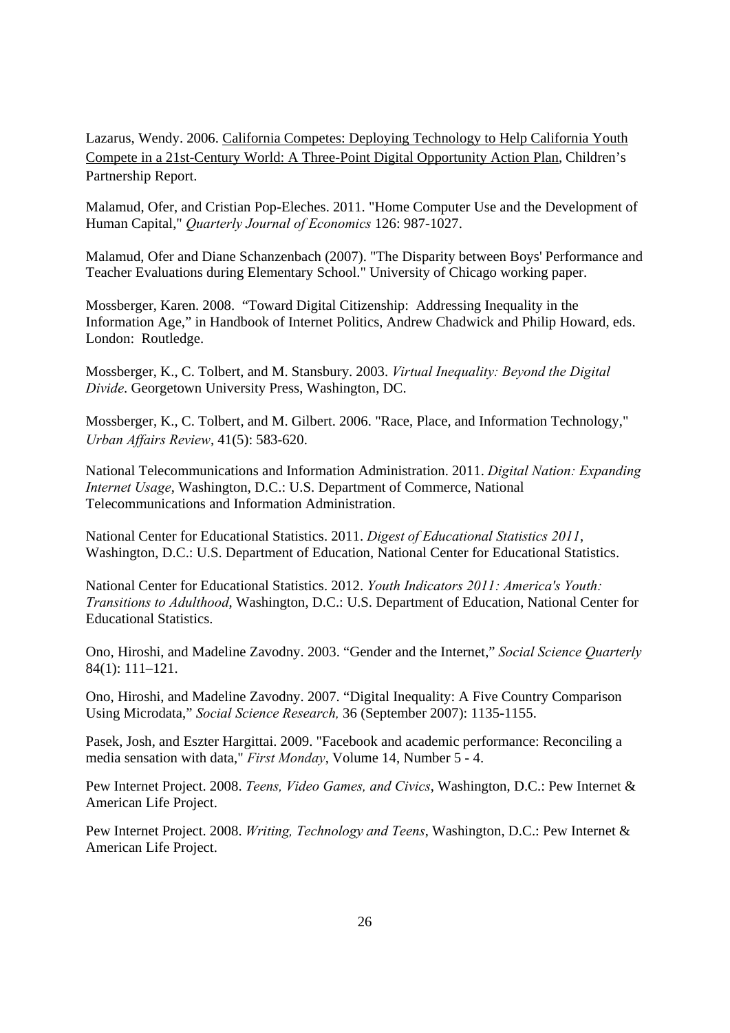Lazarus, Wendy. 2006. California Competes: Deploying Technology to Help California Youth Compete in a 21st-Century World: A Three-Point Digital Opportunity Action Plan, Children's Partnership Report.

Malamud, Ofer, and Cristian Pop-Eleches. 2011. "Home Computer Use and the Development of Human Capital," *Quarterly Journal of Economics* 126: 987-1027.

Malamud, Ofer and Diane Schanzenbach (2007). "The Disparity between Boys' Performance and Teacher Evaluations during Elementary School." University of Chicago working paper.

Mossberger, Karen. 2008. "Toward Digital Citizenship: Addressing Inequality in the Information Age," in Handbook of Internet Politics, Andrew Chadwick and Philip Howard, eds. London: Routledge.

Mossberger, K., C. Tolbert, and M. Stansbury. 2003. *Virtual Inequality: Beyond the Digital Divide*. Georgetown University Press, Washington, DC.

Mossberger, K., C. Tolbert, and M. Gilbert. 2006. "Race, Place, and Information Technology," *Urban Affairs Review*, 41(5): 583-620.

National Telecommunications and Information Administration. 2011. *Digital Nation: Expanding Internet Usage*, Washington, D.C.: U.S. Department of Commerce, National Telecommunications and Information Administration.

National Center for Educational Statistics. 2011. *Digest of Educational Statistics 2011*, Washington, D.C.: U.S. Department of Education, National Center for Educational Statistics.

National Center for Educational Statistics. 2012. *Youth Indicators 2011: America's Youth: Transitions to Adulthood*, Washington, D.C.: U.S. Department of Education, National Center for Educational Statistics.

Ono, Hiroshi, and Madeline Zavodny. 2003. "Gender and the Internet," *Social Science Quarterly* 84(1): 111–121.

Ono, Hiroshi, and Madeline Zavodny. 2007. "Digital Inequality: A Five Country Comparison Using Microdata," *Social Science Research,* 36 (September 2007): 1135-1155.

Pasek, Josh, and Eszter Hargittai. 2009. "Facebook and academic performance: Reconciling a media sensation with data," *First Monday*, Volume 14, Number 5 - 4.

Pew Internet Project. 2008. *Teens, Video Games, and Civics*, Washington, D.C.: Pew Internet & American Life Project.

Pew Internet Project. 2008. *Writing, Technology and Teens*, Washington, D.C.: Pew Internet & American Life Project.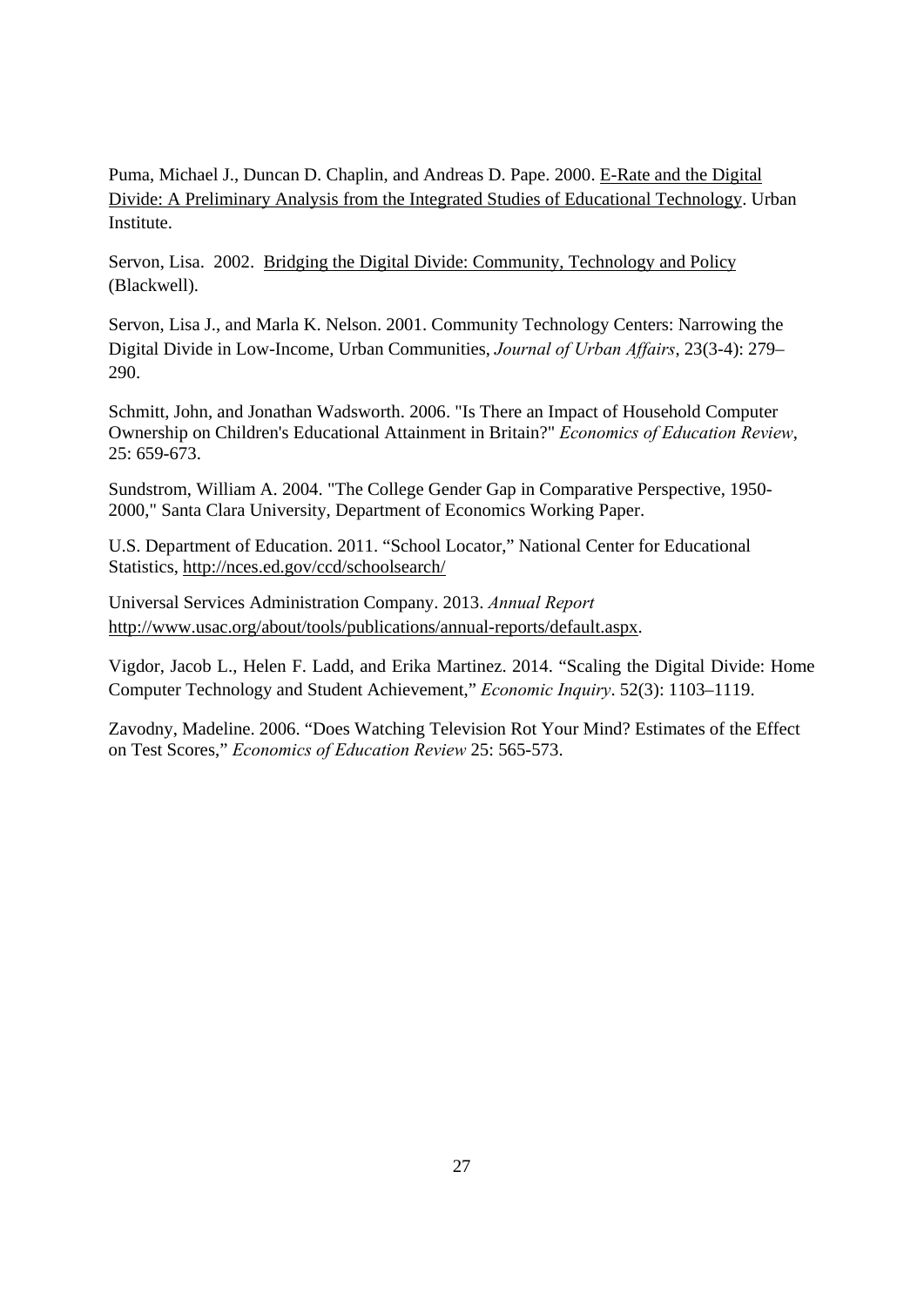Puma, Michael J., Duncan D. Chaplin, and Andreas D. Pape. 2000. E-Rate and the Digital Divide: A Preliminary Analysis from the Integrated Studies of Educational Technology. Urban Institute.

Servon, Lisa. 2002. Bridging the Digital Divide: Community, Technology and Policy (Blackwell).

Servon, Lisa J., and Marla K. Nelson. 2001. Community Technology Centers: Narrowing the Digital Divide in Low-Income, Urban Communities, *Journal of Urban Affairs*, 23(3-4): 279–290.

Schmitt, John, and Jonathan Wadsworth. 2006. "Is There an Impact of Household Computer Ownership on Children's Educational Attainment in Britain?" *Economics of Education Review*, 25: 659-673.

Sundstrom, William A. 2004. "The College Gender Gap in Comparative Perspective, 1950-2000," Santa Clara University, Department of Economics Working Paper.

U.S. Department of Education. 2011. "School Locator," National Center for Educational Statistics, http://nces.ed.gov/ccd/schoolsearch/

Universal Services Administration Company. 2013. *Annual Report* http://www.usac.org/about/tools/publications/annual-reports/default.aspx.

Vigdor, Jacob L., Helen F. Ladd, and Erika Martinez. 2014. "Scaling the Digital Divide: Home Computer Technology and Student Achievement," *Economic Inquiry*. 52(3): 1103–1119.

Zavodny, Madeline. 2006. "Does Watching Television Rot Your Mind? Estimates of the Effect on Test Scores," *Economics of Education Review* 25: 565-573.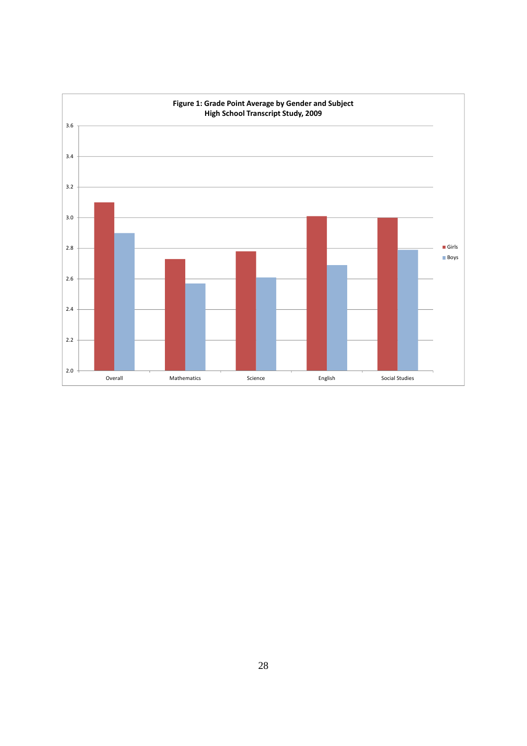**Figure 1: Grade Point Average by Gender and Subject**
**High School Transcript Study, 2009**

3.6
3.4
3.2
3.0
2.8
2.6
2.4
2.2
2.0

Overall
Mathematics
Science
English
Social Studies

Girls
Boys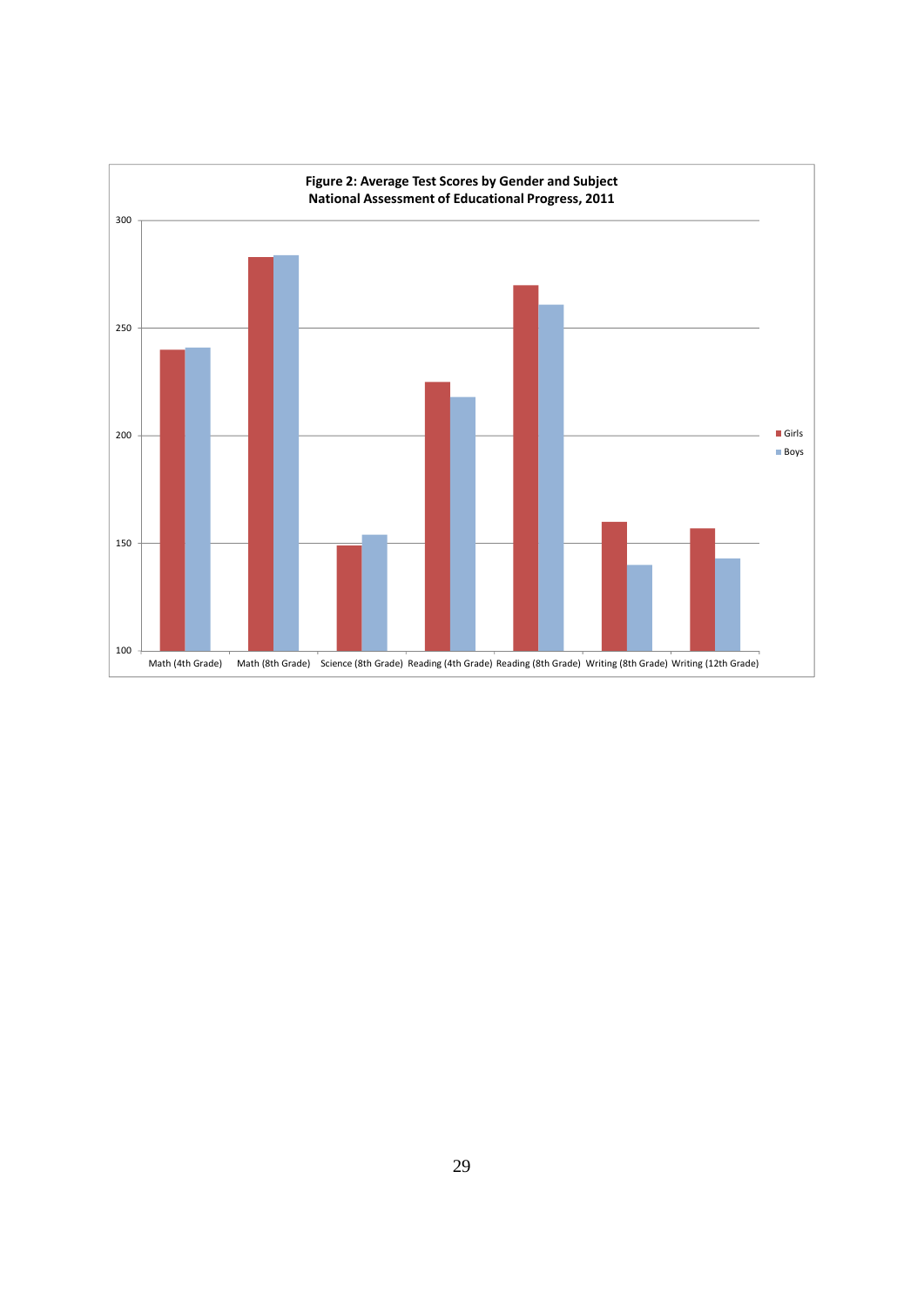**Figure 2: Average Test Scores by Gender and Subject**
**National Assessment of Educational Progress, 2011**

300
250
200
150
100

Girls
Boys

Math (4th Grade)
Math (8th Grade)
Science (8th Grade)
Reading (4th Grade)
Reading (8th Grade)
Writing (8th Grade)
Writing (12th Grade)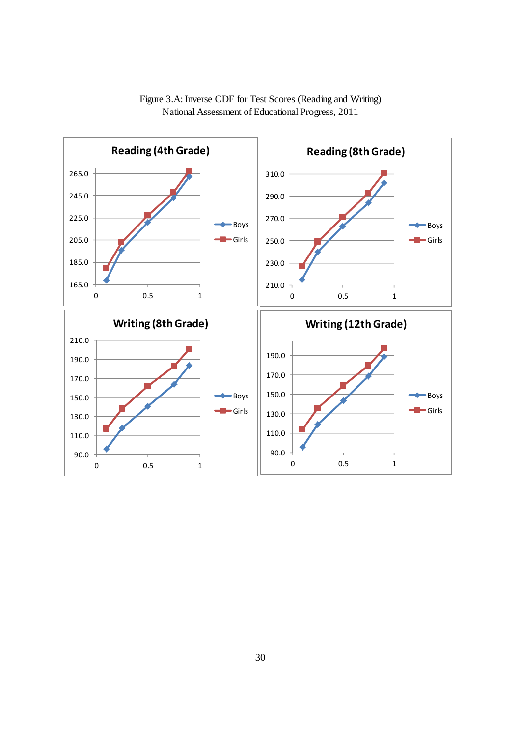Figure 3.A: Inverse CDF for Test Scores (Reading and Writing)
National Assessment of Educational Progress, 2011

Reading (4th Grade)

265.0
245.0
225.0
205.0
185.0
165.0
0
0.5
1
Boys
Girls

Reading (8th Grade)

310.0
290.0
270.0
250.0
230.0
210.0
0
0.5
1
Boys
Girls

Writing (8th Grade)

210.0
190.0
170.0
150.0
130.0
110.0
90.0
0
0.5
1
Boys
Girls

Writing (12th Grade)

190.0
170.0
150.0
130.0
110.0
90.0
0
0.5
1
Boys
Girls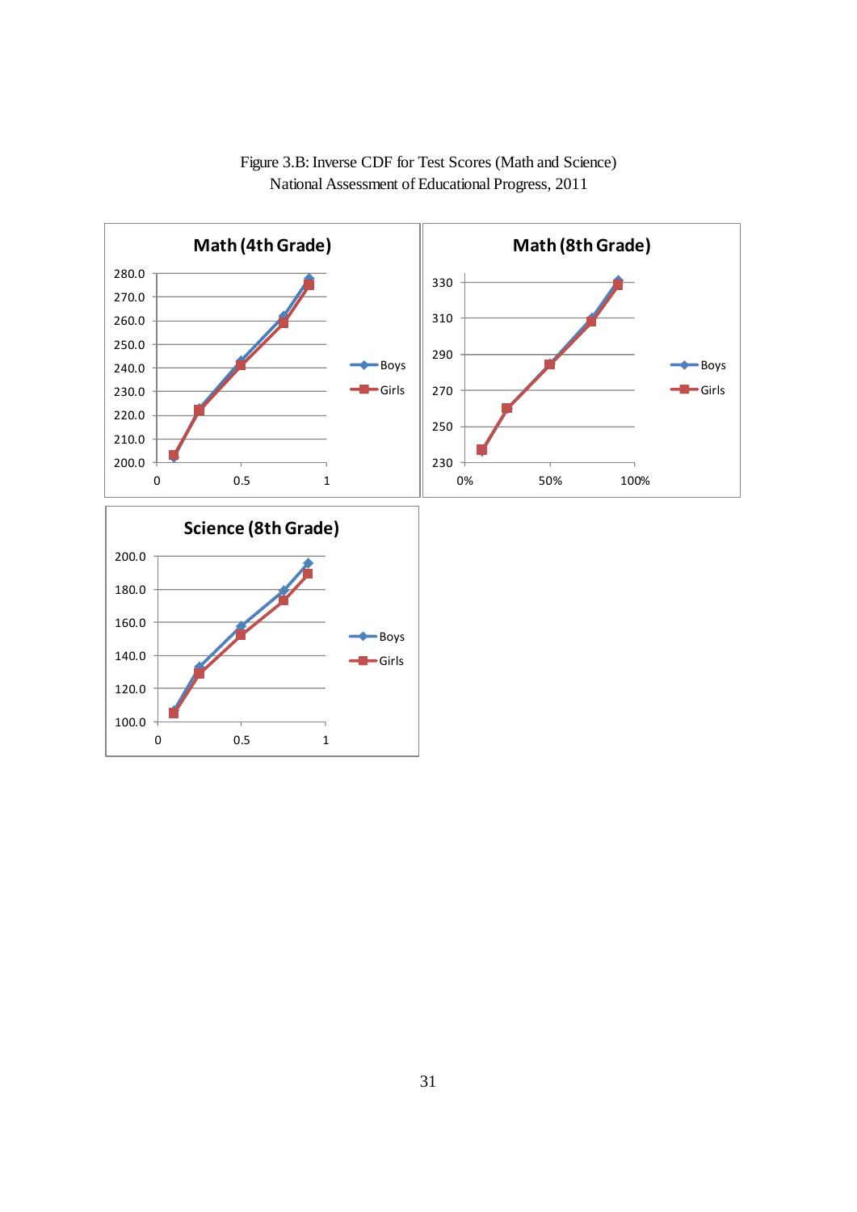Figure 3.B: Inverse CDF for Test Scores (Math and Science)
National Assessment of Educational Progress, 2011

Math (4th Grade)

280.0
270.0
260.0
250.0
240.0
230.0
220.0
210.0
200.0

0
0.5
1

Boys
Girls

Math (8th Grade)

330
310
290
270
250
230

0%
50%
100%

Boys
Girls

Science (8th Grade)

200.0
180.0
160.0
140.0
120.0
100.0

0
0.5
1

Boys
Girls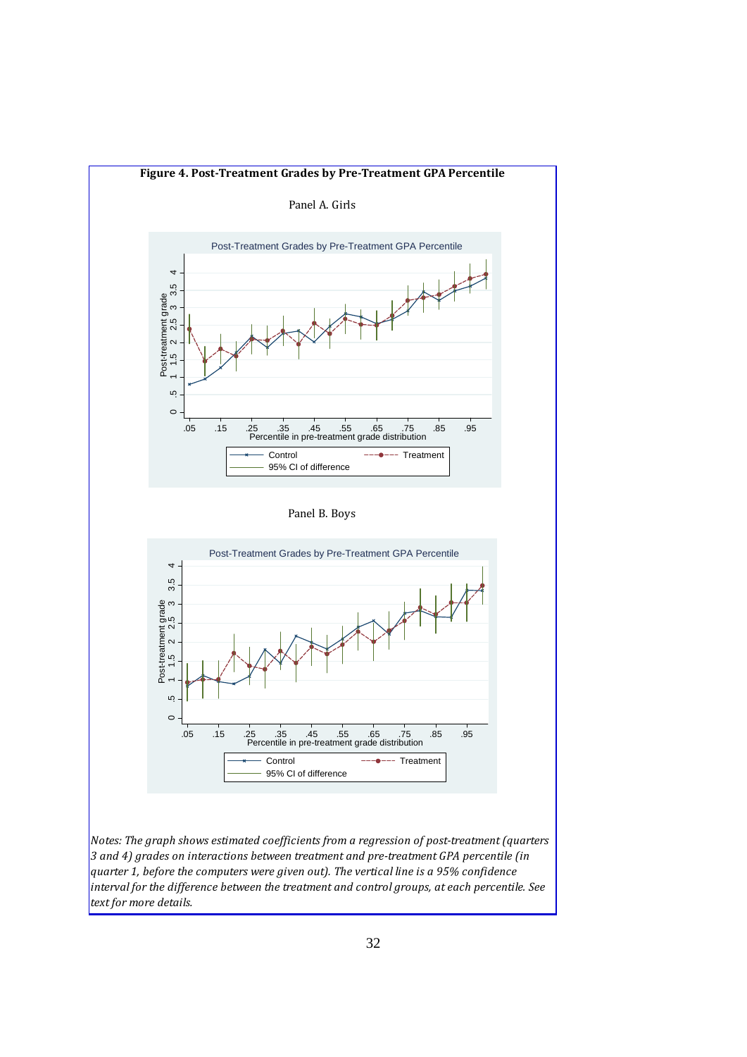**Figure 4. Post-Treatment Grades by Pre-Treatment GPA Percentile**

Panel A. Girls

Post-Treatment Grades by Pre-Treatment GPA Percentile

Post-treatment grade

0 .5 1 1.5 2 2.5 3 3.5 4

.05 .15 .25 .35 .45 .55 .65 .75 .85 .95

Percentile in pre-treatment grade distribution

Control

Treatment

95% CI of difference

Panel B. Boys

Post-Treatment Grades by Pre-Treatment GPA Percentile

Post-treatment grade

0 .5 1 1.5 2 2.5 3 3.5 4

.05 .15 .25 .35 .45 .55 .65 .75 .85 .95

Percentile in pre-treatment grade distribution

Control

Treatment

95% CI of difference

*Notes: The graph shows estimated coefficients from a regression of post-treatment (quarters 3 and 4) grades on interactions between treatment and pre-treatment GPA percentile (in quarter 1, before the computers were given out). The vertical line is a 95% confidence interval for the difference between the treatment and control groups, at each percentile. See text for more details.*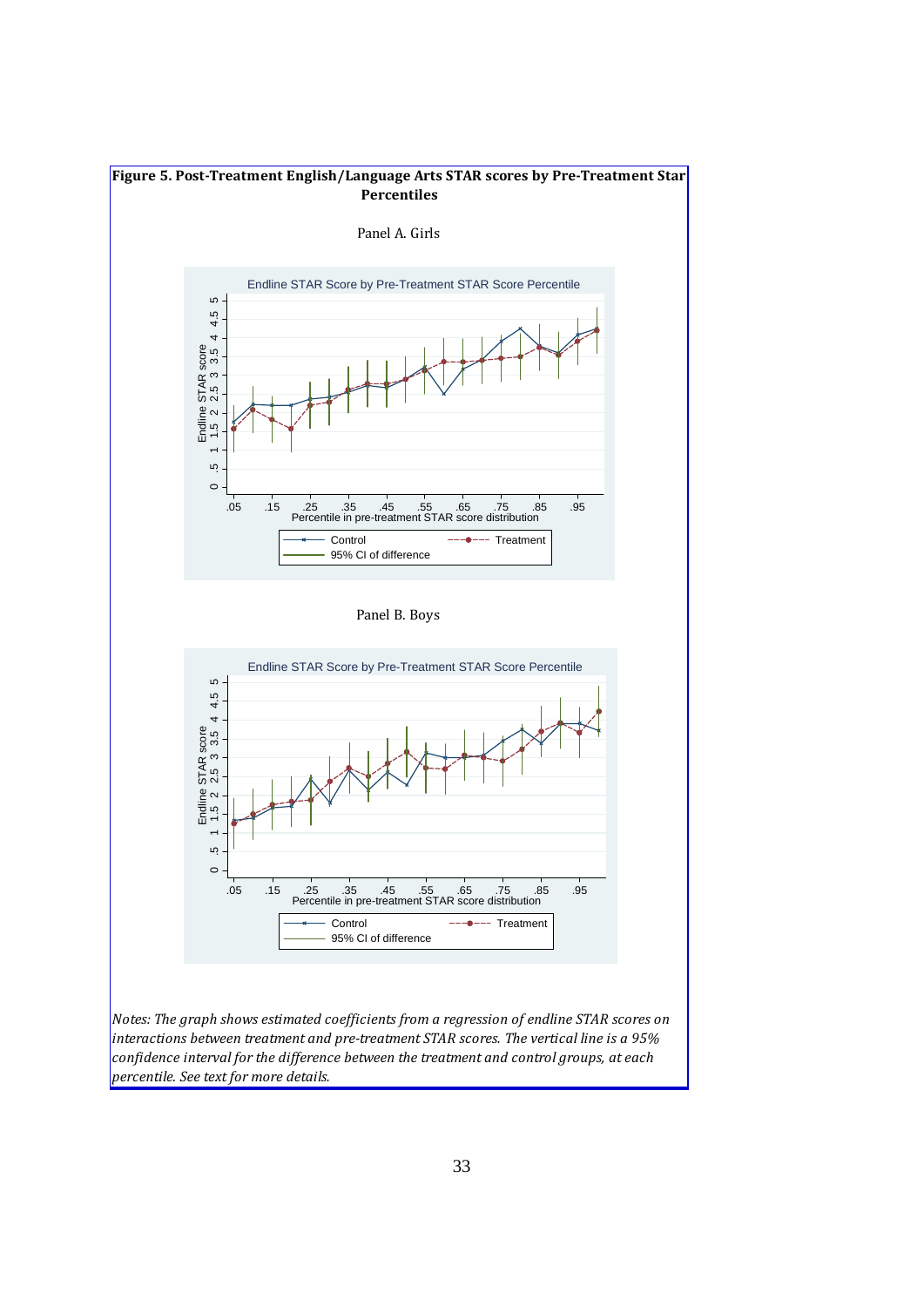**Figure 5. Post-Treatment English/Language Arts STAR scores by Pre-Treatment Star Percentiles**

Panel A. Girls

Endline STAR Score by Pre-Treatment STAR Score Percentile

Endline STAR score

0 .5 1 1.5 2 2.5 3 3.5 4 4.5 5

.05 .15 .25 .35 .45 .55 .65 .75 .85 .95

Percentile in pre-treatment STAR score distribution

Control
Treatment
95% CI of difference

Panel B. Boys

Endline STAR Score by Pre-Treatment STAR Score Percentile

Endline STAR score

0 .5 1 1.5 2 2.5 3 3.5 4 4.5 5

.05 .15 .25 .35 .45 .55 .65 .75 .85 .95

Percentile in pre-treatment STAR score distribution

Control
Treatment
95% CI of difference

*Notes: The graph shows estimated coefficients from a regression of endline STAR scores on interactions between treatment and pre-treatment STAR scores. The vertical line is a 95% confidence interval for the difference between the treatment and control groups, at each percentile. See text for more details.*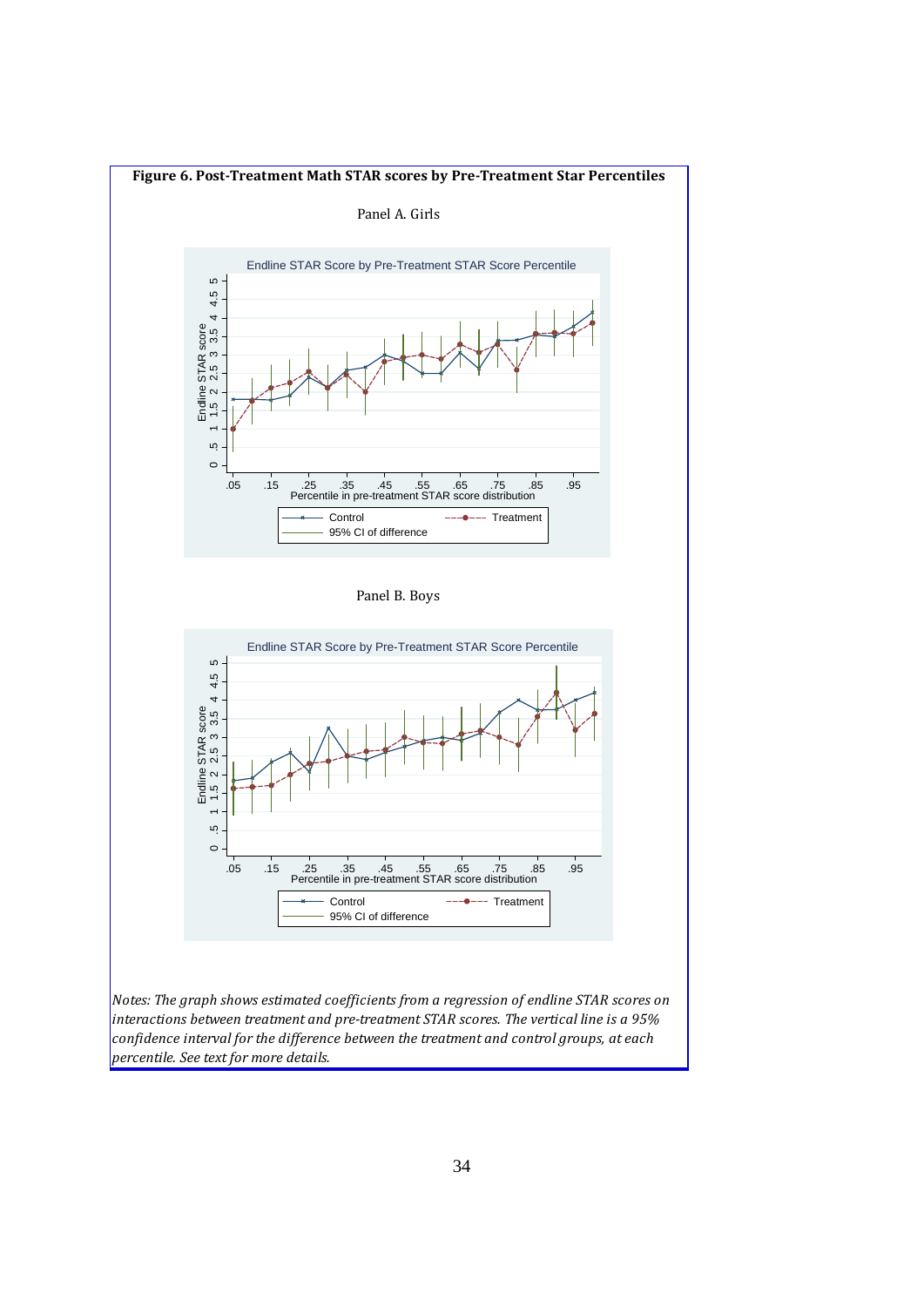**Figure 6. Post-Treatment Math STAR scores by Pre-Treatment Star Percentiles**

Panel A. Girls

Endline STAR Score by Pre-Treatment STAR Score Percentile

Endline STAR score

0 .5 1 1.5 2 2.5 3 3.5 4 4.5 5

.05 .15 .25 .35 .45 .55 .65 .75 .85 .95

Percentile in pre-treatment STAR score distribution

Control

Treatment

95% CI of difference

Panel B. Boys

Endline STAR Score by Pre-Treatment STAR Score Percentile

Endline STAR score

0 .5 1 1.5 2 2.5 3 3.5 4 4.5 5

.05 .15 .25 .35 .45 .55 .65 .75 .85 .95

Percentile in pre-treatment STAR score distribution

Control

Treatment

95% CI of difference

*Notes: The graph shows estimated coefficients from a regression of endline STAR scores on interactions between treatment and pre-treatment STAR scores. The vertical line is a 95% confidence interval for the difference between the treatment and control groups, at each percentile. See text for more details.*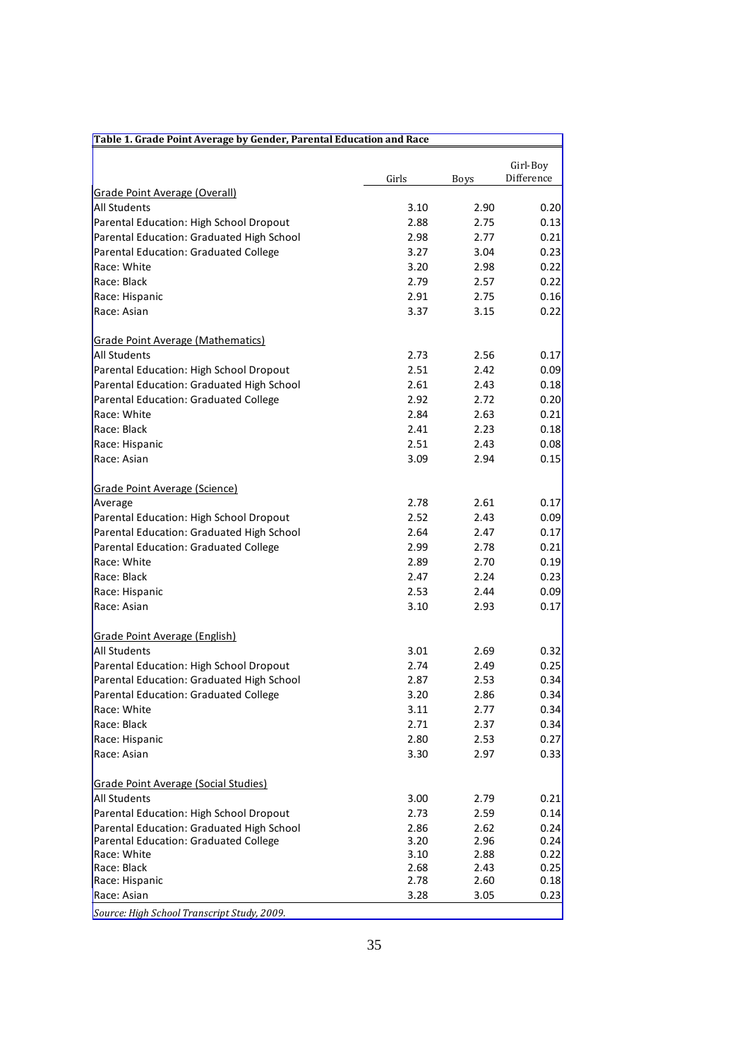**Table 1. Grade Point Average by Gender, Parental Education and Race**

| | Girls | Boys | Girl-Boy Difference |
|---|---|---|---|
| Grade Point Average (Overall) | | | |
| All Students | 3.10 | 2.90 | 0.20 |
| Parental Education: High School Dropout | 2.88 | 2.75 | 0.13 |
| Parental Education: Graduated High School | 2.98 | 2.77 | 0.21 |
| Parental Education: Graduated College | 3.27 | 3.04 | 0.23 |
| Race: White | 3.20 | 2.98 | 0.22 |
| Race: Black | 2.79 | 2.57 | 0.22 |
| Race: Hispanic | 2.91 | 2.75 | 0.16 |
| Race: Asian | 3.37 | 3.15 | 0.22 |
| Grade Point Average (Mathematics) | | | |
| All Students | 2.73 | 2.56 | 0.17 |
| Parental Education: High School Dropout | 2.51 | 2.42 | 0.09 |
| Parental Education: Graduated High School | 2.61 | 2.43 | 0.18 |
| Parental Education: Graduated College | 2.92 | 2.72 | 0.20 |
| Race: White | 2.84 | 2.63 | 0.21 |
| Race: Black | 2.41 | 2.23 | 0.18 |
| Race: Hispanic | 2.51 | 2.43 | 0.08 |
| Race: Asian | 3.09 | 2.94 | 0.15 |
| Grade Point Average (Science) | | | |
| Average | 2.78 | 2.61 | 0.17 |
| Parental Education: High School Dropout | 2.52 | 2.43 | 0.09 |
| Parental Education: Graduated High School | 2.64 | 2.47 | 0.17 |
| Parental Education: Graduated College | 2.99 | 2.78 | 0.21 |
| Race: White | 2.89 | 2.70 | 0.19 |
| Race: Black | 2.47 | 2.24 | 0.23 |
| Race: Hispanic | 2.53 | 2.44 | 0.09 |
| Race: Asian | 3.10 | 2.93 | 0.17 |
| Grade Point Average (English) | | | |
| All Students | 3.01 | 2.69 | 0.32 |
| Parental Education: High School Dropout | 2.74 | 2.49 | 0.25 |
| Parental Education: Graduated High School | 2.87 | 2.53 | 0.34 |
| Parental Education: Graduated College | 3.20 | 2.86 | 0.34 |
| Race: White | 3.11 | 2.77 | 0.34 |
| Race: Black | 2.71 | 2.37 | 0.34 |
| Race: Hispanic | 2.80 | 2.53 | 0.27 |
| Race: Asian | 3.30 | 2.97 | 0.33 |
| Grade Point Average (Social Studies) | | | |
| All Students | 3.00 | 2.79 | 0.21 |
| Parental Education: High School Dropout | 2.73 | 2.59 | 0.14 |
| Parental Education: Graduated High School | 2.86 | 2.62 | 0.24 |
| Parental Education: Graduated College | 3.20 | 2.96 | 0.24 |
| Race: White | 3.10 | 2.88 | 0.22 |
| Race: Black | 2.68 | 2.43 | 0.25 |
| Race: Hispanic | 2.78 | 2.60 | 0.18 |
| Race: Asian | 3.28 | 3.05 | 0.23 |

*Source: High School Transcript Study, 2009.*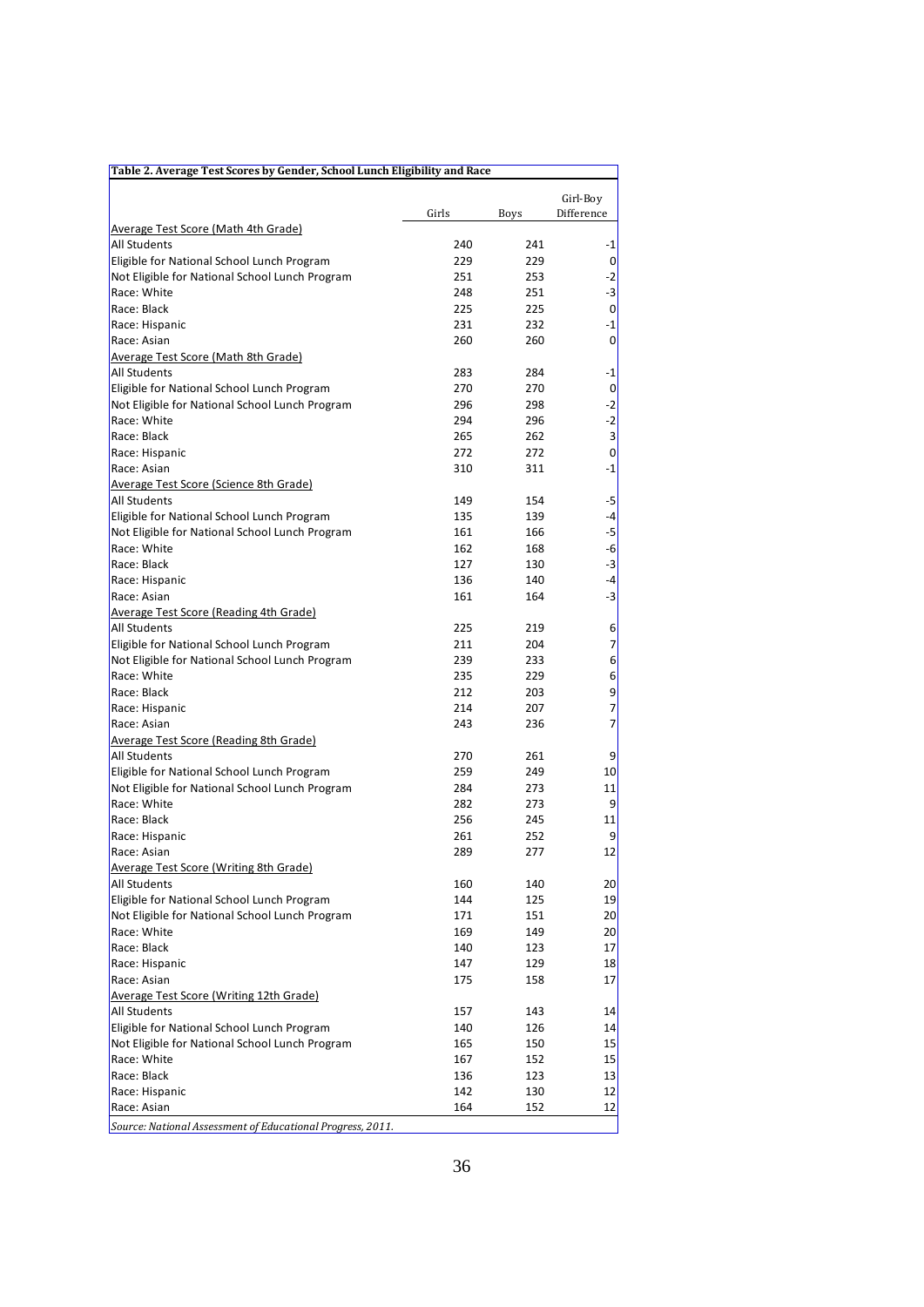**Table 2. Average Test Scores by Gender, School Lunch Eligibility and Race**

| | Girls | Boys | Girl-Boy Difference |
|---|---|---|---|
| Average Test Score (Math 4th Grade) | | | |
| All Students | 240 | 241 | -1 |
| Eligible for National School Lunch Program | 229 | 229 | 0 |
| Not Eligible for National School Lunch Program | 251 | 253 | -2 |
| Race: White | 248 | 251 | -3 |
| Race: Black | 225 | 225 | 0 |
| Race: Hispanic | 231 | 232 | -1 |
| Race: Asian | 260 | 260 | 0 |
| Average Test Score (Math 8th Grade) | | | |
| All Students | 283 | 284 | -1 |
| Eligible for National School Lunch Program | 270 | 270 | 0 |
| Not Eligible for National School Lunch Program | 296 | 298 | -2 |
| Race: White | 294 | 296 | -2 |
| Race: Black | 265 | 262 | 3 |
| Race: Hispanic | 272 | 272 | 0 |
| Race: Asian | 310 | 311 | -1 |
| Average Test Score (Science 8th Grade) | | | |
| All Students | 149 | 154 | -5 |
| Eligible for National School Lunch Program | 135 | 139 | -4 |
| Not Eligible for National School Lunch Program | 161 | 166 | -5 |
| Race: White | 162 | 168 | -6 |
| Race: Black | 127 | 130 | -3 |
| Race: Hispanic | 136 | 140 | -4 |
| Race: Asian | 161 | 164 | -3 |
| Average Test Score (Reading 4th Grade) | | | |
| All Students | 225 | 219 | 6 |
| Eligible for National School Lunch Program | 211 | 204 | 7 |
| Not Eligible for National School Lunch Program | 239 | 233 | 6 |
| Race: White | 235 | 229 | 6 |
| Race: Black | 212 | 203 | 9 |
| Race: Hispanic | 214 | 207 | 7 |
| Race: Asian | 243 | 236 | 7 |
| Average Test Score (Reading 8th Grade) | | | |
| All Students | 270 | 261 | 9 |
| Eligible for National School Lunch Program | 259 | 249 | 10 |
| Not Eligible for National School Lunch Program | 284 | 273 | 11 |
| Race: White | 282 | 273 | 9 |
| Race: Black | 256 | 245 | 11 |
| Race: Hispanic | 261 | 252 | 9 |
| Race: Asian | 289 | 277 | 12 |
| Average Test Score (Writing 8th Grade) | | | |
| All Students | 160 | 140 | 20 |
| Eligible for National School Lunch Program | 144 | 125 | 19 |
| Not Eligible for National School Lunch Program | 171 | 151 | 20 |
| Race: White | 169 | 149 | 20 |
| Race: Black | 140 | 123 | 17 |
| Race: Hispanic | 147 | 129 | 18 |
| Race: Asian | 175 | 158 | 17 |
| Average Test Score (Writing 12th Grade) | | | |
| All Students | 157 | 143 | 14 |
| Eligible for National School Lunch Program | 140 | 126 | 14 |
| Not Eligible for National School Lunch Program | 165 | 150 | 15 |
| Race: White | 167 | 152 | 15 |
| Race: Black | 136 | 123 | 13 |
| Race: Hispanic | 142 | 130 | 12 |
| Race: Asian | 164 | 152 | 12 |

*Source: National Assessment of Educational Progress, 2011.*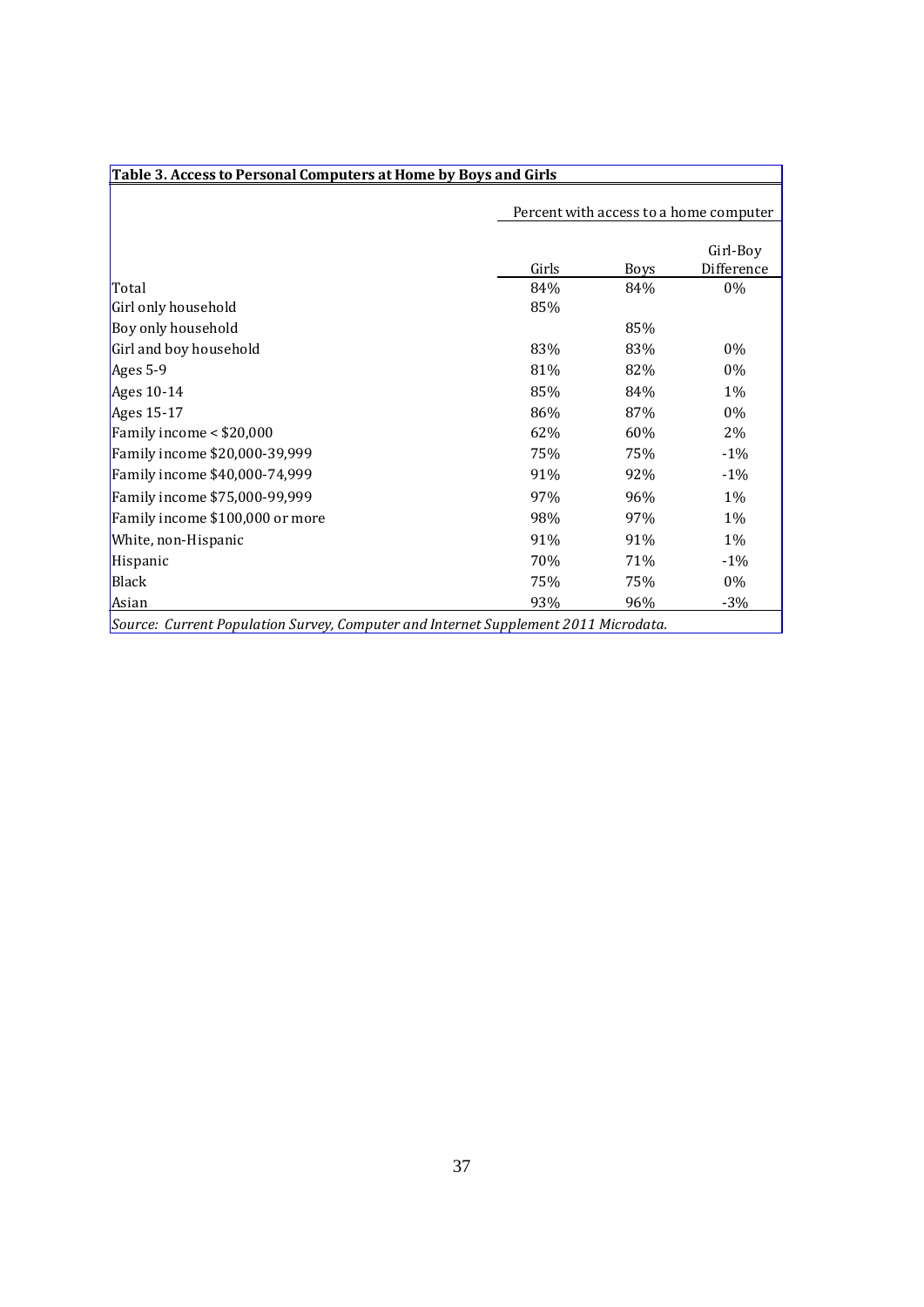**Table 3. Access to Personal Computers at Home by Boys and Girls**

| | Percent with access to a home computer | | |
|---|---|---|---|
| | Girls | Boys | Girl-Boy Difference |
| Total | 84% | 84% | 0% |
| Girl only household | 85% | | |
| Boy only household | | 85% | |
| Girl and boy household | 83% | 83% | 0% |
| Ages 5-9 | 81% | 82% | 0% |
| Ages 10-14 | 85% | 84% | 1% |
| Ages 15-17 | 86% | 87% | 0% |
| Family income < $20,000 | 62% | 60% | 2% |
| Family income $20,000-39,999 | 75% | 75% | -1% |
| Family income $40,000-74,999 | 91% | 92% | -1% |
| Family income $75,000-99,999 | 97% | 96% | 1% |
| Family income $100,000 or more | 98% | 97% | 1% |
| White, non-Hispanic | 91% | 91% | 1% |
| Hispanic | 70% | 71% | -1% |
| Black | 75% | 75% | 0% |
| Asian | 93% | 96% | -3% |

*Source: Current Population Survey, Computer and Internet Supplement 2011 Microdata.*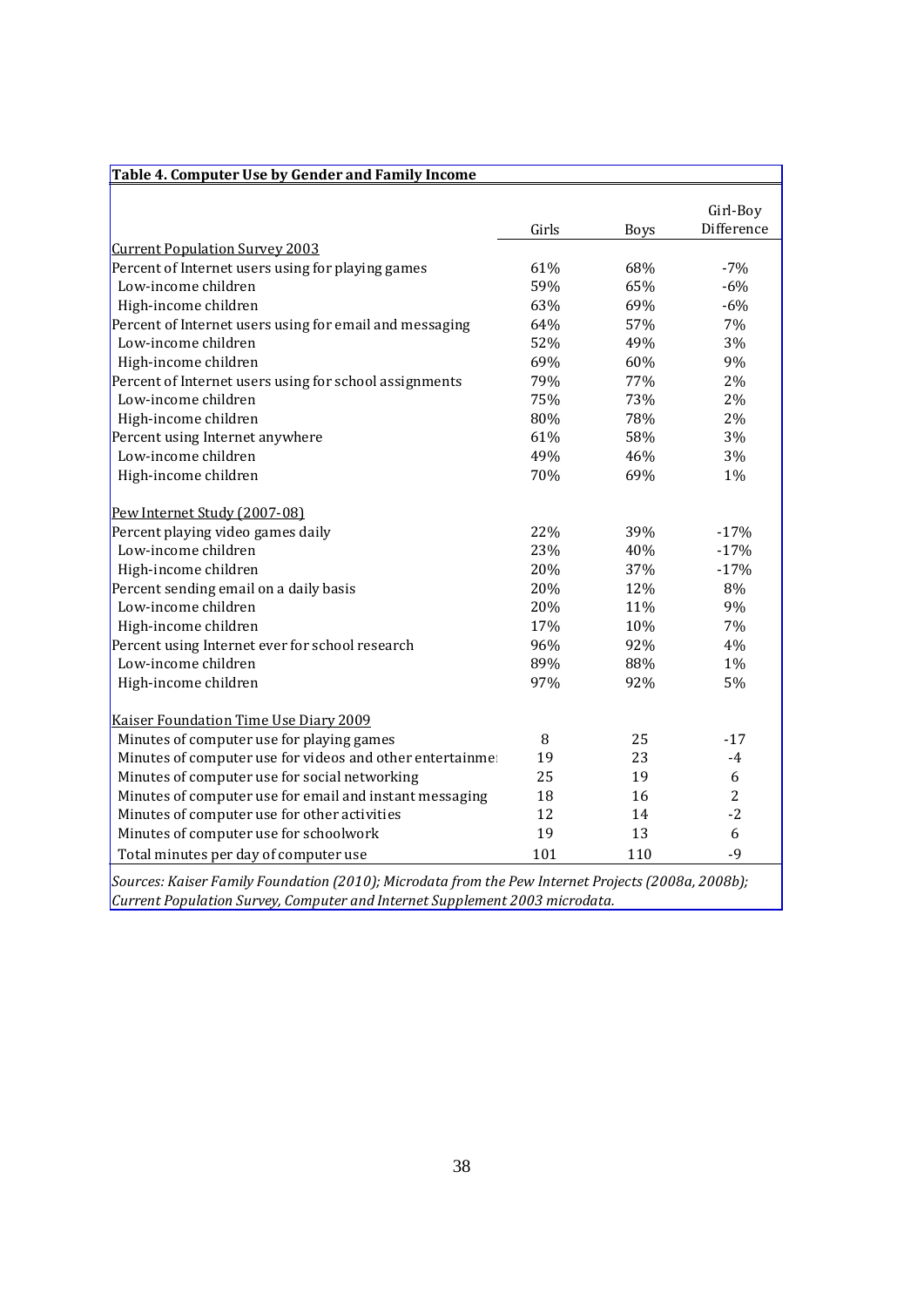**Table 4. Computer Use by Gender and Family Income**

| | Girls | Boys | Girl-Boy Difference |
|---|---|---|---|
| Current Population Survey 2003 | | | |
| Percent of Internet users using for playing games | 61% | 68% | -7% |
| Low-income children | 59% | 65% | -6% |
| High-income children | 63% | 69% | -6% |
| Percent of Internet users using for email and messaging | 64% | 57% | 7% |
| Low-income children | 52% | 49% | 3% |
| High-income children | 69% | 60% | 9% |
| Percent of Internet users using for school assignments | 79% | 77% | 2% |
| Low-income children | 75% | 73% | 2% |
| High-income children | 80% | 78% | 2% |
| Percent using Internet anywhere | 61% | 58% | 3% |
| Low-income children | 49% | 46% | 3% |
| High-income children | 70% | 69% | 1% |
| Pew Internet Study (2007-08) | | | |
| Percent playing video games daily | 22% | 39% | -17% |
| Low-income children | 23% | 40% | -17% |
| High-income children | 20% | 37% | -17% |
| Percent sending email on a daily basis | 20% | 12% | 8% |
| Low-income children | 20% | 11% | 9% |
| High-income children | 17% | 10% | 7% |
| Percent using Internet ever for school research | 96% | 92% | 4% |
| Low-income children | 89% | 88% | 1% |
| High-income children | 97% | 92% | 5% |
| Kaiser Foundation Time Use Diary 2009 | | | |
| Minutes of computer use for playing games | 8 | 25 | -17 |
| Minutes of computer use for videos and other entertainme | 19 | 23 | -4 |
| Minutes of computer use for social networking | 25 | 19 | 6 |
| Minutes of computer use for email and instant messaging | 18 | 16 | 2 |
| Minutes of computer use for other activities | 12 | 14 | -2 |
| Minutes of computer use for schoolwork | 19 | 13 | 6 |
| Total minutes per day of computer use | 101 | 110 | -9 |

*Sources: Kaiser Family Foundation (2010); Microdata from the Pew Internet Projects (2008a, 2008b); Current Population Survey, Computer and Internet Supplement 2003 microdata.*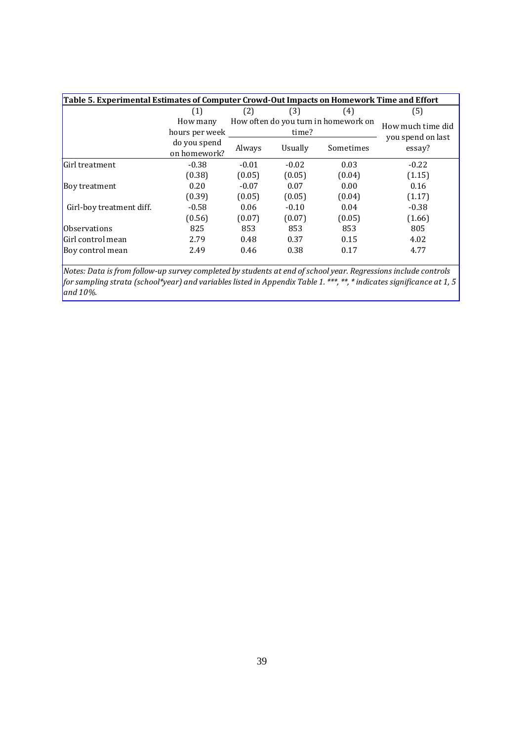**Table 5. Experimental Estimates of Computer Crowd-Out Impacts on Homework Time and Effort**

| | (1) | (2) | (3) | (4) | (5) |
|---|---|---|---|---|---|
| | How many hours per week do you spend on homework? | How often do you turn in homework on time? | | | How much time did you spend on last essay? |
| | | Always | Usually | Sometimes | |
| Girl treatment | -0.38 | -0.01 | -0.02 | 0.03 | -0.22 |
| | (0.38) | (0.05) | (0.05) | (0.04) | (1.15) |
| Boy treatment | 0.20 | -0.07 | 0.07 | 0.00 | 0.16 |
| | (0.39) | (0.05) | (0.05) | (0.04) | (1.17) |
| Girl-boy treatment diff. | -0.58 | 0.06 | -0.10 | 0.04 | -0.38 |
| | (0.56) | (0.07) | (0.07) | (0.05) | (1.66) |
| Observations | 825 | 853 | 853 | 853 | 805 |
| Girl control mean | 2.79 | 0.48 | 0.37 | 0.15 | 4.02 |
| Boy control mean | 2.49 | 0.46 | 0.38 | 0.17 | 4.77 |

*Notes: Data is from follow-up survey completed by students at end of school year. Regressions include controls for sampling strata (school*year) and variables listed in Appendix Table 1. ***, **, * indicates significance at 1, 5 and 10%.*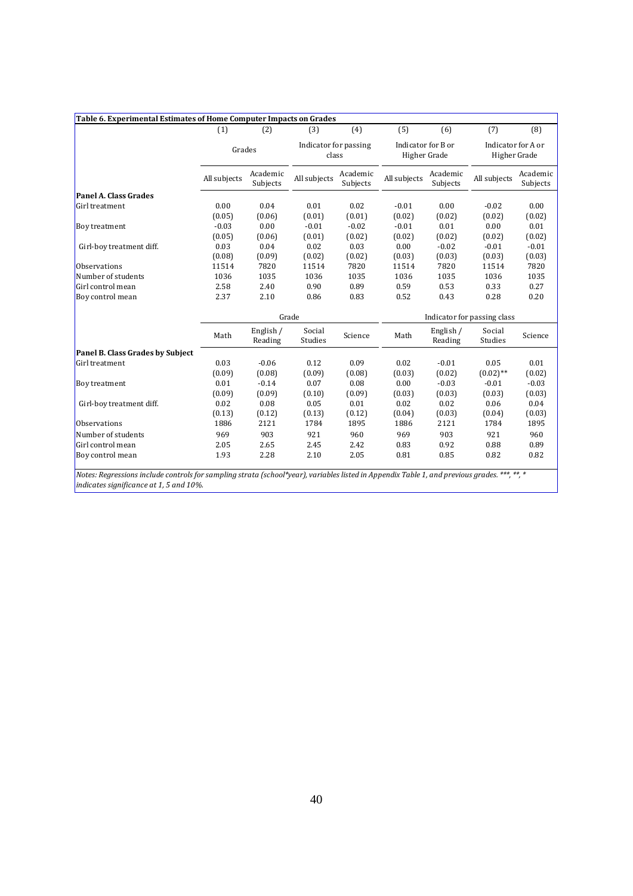**Table 6. Experimental Estimates of Home Computer Impacts on Grades**

| | (1) | (2) | (3) | (4) | (5) | (6) | (7) | (8) |
|---|---|---|---|---|---|---|---|---|
| | Grades | | Indicator for passing class | | Indicator for B or Higher Grade | | Indicator for A or Higher Grade | |
| | All subjects | Academic Subjects | All subjects | Academic Subjects | All subjects | Academic Subjects | All subjects | Academic Subjects |
| **Panel A. Class Grades** | | | | | | | | |
| Girl treatment | 0.00 | 0.04 | 0.01 | 0.02 | -0.01 | 0.00 | -0.02 | 0.00 |
| | (0.05) | (0.06) | (0.01) | (0.01) | (0.02) | (0.02) | (0.02) | (0.02) |
| Boy treatment | -0.03 | 0.00 | -0.01 | -0.02 | -0.01 | 0.01 | 0.00 | 0.01 |
| | (0.05) | (0.06) | (0.01) | (0.02) | (0.02) | (0.02) | (0.02) | (0.02) |
| Girl-boy treatment diff. | 0.03 | 0.04 | 0.02 | 0.03 | 0.00 | -0.02 | -0.01 | -0.01 |
| | (0.08) | (0.09) | (0.02) | (0.02) | (0.03) | (0.03) | (0.03) | (0.03) |
| Observations | 11514 | 7820 | 11514 | 7820 | 11514 | 7820 | 11514 | 7820 |
| Number of students | 1036 | 1035 | 1036 | 1035 | 1036 | 1035 | 1036 | 1035 |
| Girl control mean | 2.58 | 2.40 | 0.90 | 0.89 | 0.59 | 0.53 | 0.33 | 0.27 |
| Boy control mean | 2.37 | 2.10 | 0.86 | 0.83 | 0.52 | 0.43 | 0.28 | 0.20 |
| | Grade | | | | Indicator for passing class | | | |
| | Math | English / Reading | Social Studies | Science | Math | English / Reading | Social Studies | Science |
| **Panel B. Class Grades by Subject** | | | | | | | | |
| Girl treatment | 0.03 | -0.06 | 0.12 | 0.09 | 0.02 | -0.01 | 0.05 | 0.01 |
| | (0.09) | (0.08) | (0.09) | (0.08) | (0.03) | (0.02) | (0.02)** | (0.02) |
| Boy treatment | 0.01 | -0.14 | 0.07 | 0.08 | 0.00 | -0.03 | -0.01 | -0.03 |
| | (0.09) | (0.09) | (0.10) | (0.09) | (0.03) | (0.03) | (0.03) | (0.03) |
| Girl-boy treatment diff. | 0.02 | 0.08 | 0.05 | 0.01 | 0.02 | 0.02 | 0.06 | 0.04 |
| | (0.13) | (0.12) | (0.13) | (0.12) | (0.04) | (0.03) | (0.04) | (0.03) |
| Observations | 1886 | 2121 | 1784 | 1895 | 1886 | 2121 | 1784 | 1895 |
| Number of students | 969 | 903 | 921 | 960 | 969 | 903 | 921 | 960 |
| Girl control mean | 2.05 | 2.65 | 2.45 | 2.42 | 0.83 | 0.92 | 0.88 | 0.89 |
| Boy control mean | 1.93 | 2.28 | 2.10 | 2.05 | 0.81 | 0.85 | 0.82 | 0.82 |

*Notes: Regressions include controls for sampling strata (school*year), variables listed in Appendix Table 1, and previous grades. ***, **, * indicates significance at 1, 5 and 10%.*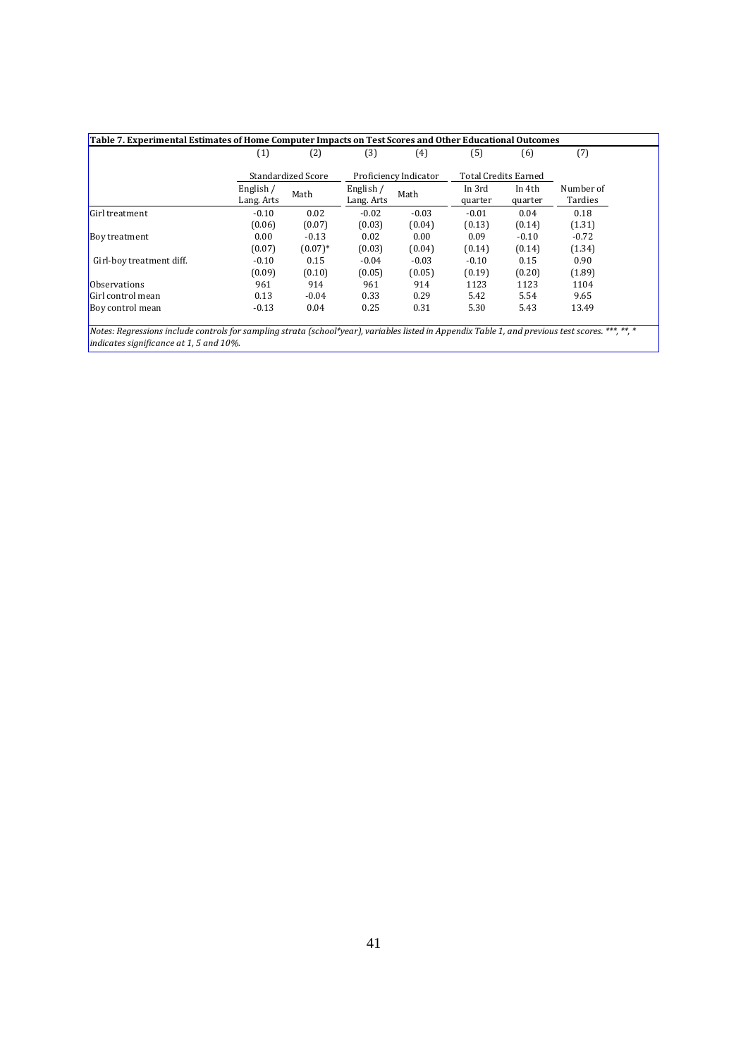**Table 7. Experimental Estimates of Home Computer Impacts on Test Scores and Other Educational Outcomes**

| | (1) | (2) | (3) | (4) | (5) | (6) | (7) |
|---|---|---|---|---|---|---|---|
| | Standardized Score | | Proficiency Indicator | | Total Credits Earned | | |
| | English / Lang. Arts | Math | English / Lang. Arts | Math | In 3rd quarter | In 4th quarter | Number of Tardies |
| Girl treatment | -0.10 | 0.02 | -0.02 | -0.03 | -0.01 | 0.04 | 0.18 |
| | (0.06) | (0.07) | (0.03) | (0.04) | (0.13) | (0.14) | (1.31) |
| Boy treatment | 0.00 | -0.13 | 0.02 | 0.00 | 0.09 | -0.10 | -0.72 |
| | (0.07) | (0.07)* | (0.03) | (0.04) | (0.14) | (0.14) | (1.34) |
| Girl-boy treatment diff. | -0.10 | 0.15 | -0.04 | -0.03 | -0.10 | 0.15 | 0.90 |
| | (0.09) | (0.10) | (0.05) | (0.05) | (0.19) | (0.20) | (1.89) |
| Observations | 961 | 914 | 961 | 914 | 1123 | 1123 | 1104 |
| Girl control mean | 0.13 | -0.04 | 0.33 | 0.29 | 5.42 | 5.54 | 9.65 |
| Boy control mean | -0.13 | 0.04 | 0.25 | 0.31 | 5.30 | 5.43 | 13.49 |

*Notes: Regressions include controls for sampling strata (school*year), variables listed in Appendix Table 1, and previous test scores. ***, **, * indicates significance at 1, 5 and 10%.*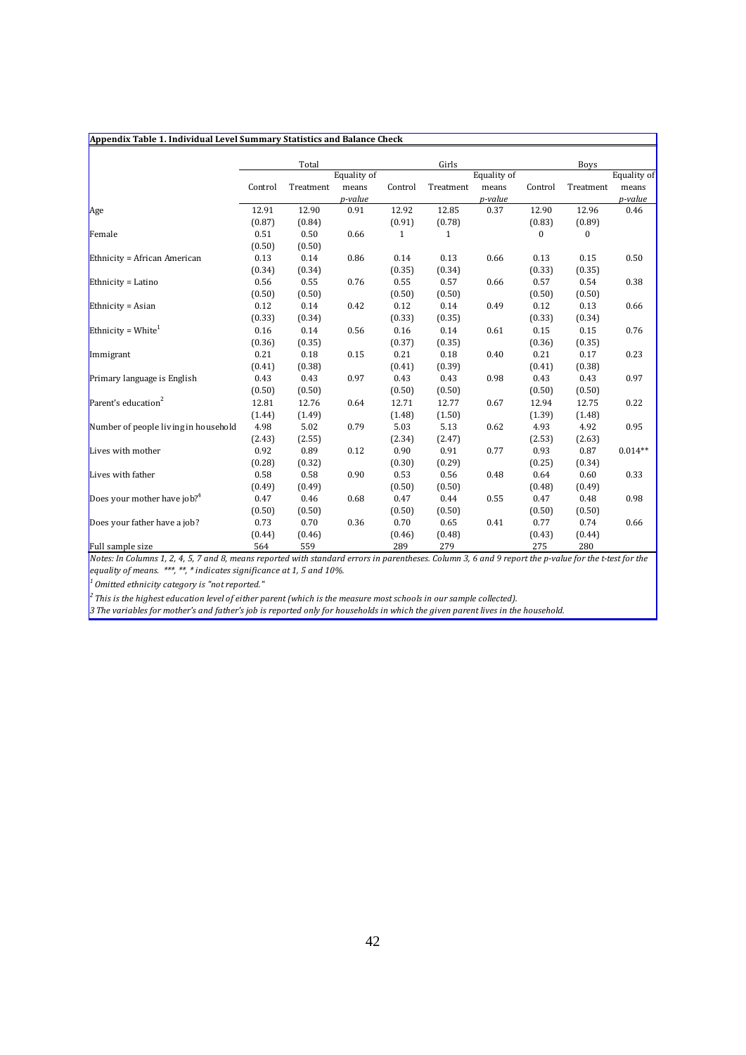**Appendix Table 1. Individual Level Summary Statistics and Balance Check**

| | Total | | | Girls | | | Boys | | |
|---|---|---|---|---|---|---|---|---|---|
| | Control | Treatment | Equality of means *p-value* | Control | Treatment | Equality of means *p-value* | Control | Treatment | Equality of means *p-value* |
| Age | 12.91 | 12.90 | 0.91 | 12.92 | 12.85 | 0.37 | 12.90 | 12.96 | 0.46 |
| | (0.87) | (0.84) | | (0.91) | (0.78) | | (0.83) | (0.89) | |
| Female | 0.51 | 0.50 | 0.66 | 1 | 1 | | 0 | 0 | |
| | (0.50) | (0.50) | | | | | | | |
| Ethnicity = African American | 0.13 | 0.14 | 0.86 | 0.14 | 0.13 | 0.66 | 0.13 | 0.15 | 0.50 |
| | (0.34) | (0.34) | | (0.35) | (0.34) | | (0.33) | (0.35) | |
| Ethnicity = Latino | 0.56 | 0.55 | 0.76 | 0.55 | 0.57 | 0.66 | 0.57 | 0.54 | 0.38 |
| | (0.50) | (0.50) | | (0.50) | (0.50) | | (0.50) | (0.50) | |
| Ethnicity = Asian | 0.12 | 0.14 | 0.42 | 0.12 | 0.14 | 0.49 | 0.12 | 0.13 | 0.66 |
| | (0.33) | (0.34) | | (0.33) | (0.35) | | (0.33) | (0.34) | |
| Ethnicity = White[1] | 0.16 | 0.14 | 0.56 | 0.16 | 0.14 | 0.61 | 0.15 | 0.15 | 0.76 |
| | (0.36) | (0.35) | | (0.37) | (0.35) | | (0.36) | (0.35) | |
| Immigrant | 0.21 | 0.18 | 0.15 | 0.21 | 0.18 | 0.40 | 0.21 | 0.17 | 0.23 |
| | (0.41) | (0.38) | | (0.41) | (0.39) | | (0.41) | (0.38) | |
| Primary language is English | 0.43 | 0.43 | 0.97 | 0.43 | 0.43 | 0.98 | 0.43 | 0.43 | 0.97 |
| | (0.50) | (0.50) | | (0.50) | (0.50) | | (0.50) | (0.50) | |
| Parent's education[2] | 12.81 | 12.76 | 0.64 | 12.71 | 12.77 | 0.67 | 12.94 | 12.75 | 0.22 |
| | (1.44) | (1.49) | | (1.48) | (1.50) | | (1.39) | (1.48) | |
| Number of people living in household | 4.98 | 5.02 | 0.79 | 5.03 | 5.13 | 0.62 | 4.93 | 4.92 | 0.95 |
| | (2.43) | (2.55) | | (2.34) | (2.47) | | (2.53) | (2.63) | |
| Lives with mother | 0.92 | 0.89 | 0.12 | 0.90 | 0.91 | 0.77 | 0.93 | 0.87 | 0.014** |
| | (0.28) | (0.32) | | (0.30) | (0.29) | | (0.25) | (0.34) | |
| Lives with father | 0.58 | 0.58 | 0.90 | 0.53 | 0.56 | 0.48 | 0.64 | 0.60 | 0.33 |
| | (0.49) | (0.49) | | (0.50) | (0.50) | | (0.48) | (0.49) | |
| Does your mother have job?[4] | 0.47 | 0.46 | 0.68 | 0.47 | 0.44 | 0.55 | 0.47 | 0.48 | 0.98 |
| | (0.50) | (0.50) | | (0.50) | (0.50) | | (0.50) | (0.50) | |
| Does your father have a job? | 0.73 | 0.70 | 0.36 | 0.70 | 0.65 | 0.41 | 0.77 | 0.74 | 0.66 |
| | (0.44) | (0.46) | | (0.46) | (0.48) | | (0.43) | (0.44) | |
| Full sample size | 564 | 559 | | 289 | 279 | | 275 | 280 | |

*Notes: In Columns 1, 2, 4, 5, 7 and 8, means reported with standard errors in parentheses. Column 3, 6 and 9 report the p-value for the t-test for the equality of means. \*\*\*, \*\*, \* indicates significance at 1, 5 and 10%.*

*[1] Omitted ethnicity category is "not reported."*

*[2] This is the highest education level of either parent (which is the measure most schools in our sample collected).*

*3 The variables for mother's and father's job is reported only for households in which the given parent lives in the household.*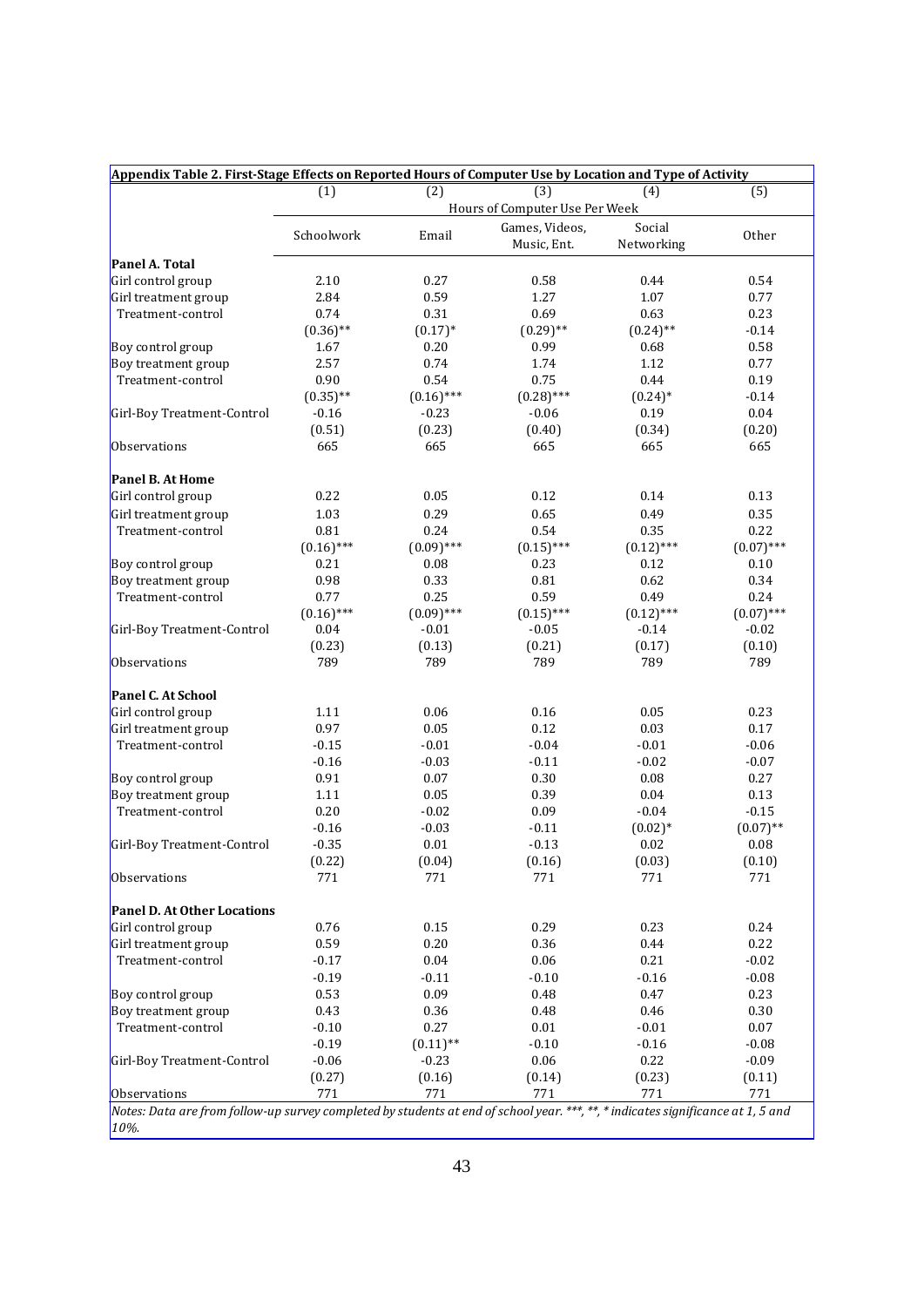**Appendix Table 2. First-Stage Effects on Reported Hours of Computer Use by Location and Type of Activity**

| | (1) | (2) | (3) | (4) | (5) |
|---|---|---|---|---|---|
| | Hours of Computer Use Per Week | | | | |
| | Schoolwork | Email | Games, Videos, Music, Ent. | Social Networking | Other |
| **Panel A. Total** | | | | | |
| Girl control group | 2.10 | 0.27 | 0.58 | 0.44 | 0.54 |
| Girl treatment group | 2.84 | 0.59 | 1.27 | 1.07 | 0.77 |
| Treatment-control | 0.74 | 0.31 | 0.69 | 0.63 | 0.23 |
| | (0.36)** | (0.17)* | (0.29)** | (0.24)** | -0.14 |
| Boy control group | 1.67 | 0.20 | 0.99 | 0.68 | 0.58 |
| Boy treatment group | 2.57 | 0.74 | 1.74 | 1.12 | 0.77 |
| Treatment-control | 0.90 | 0.54 | 0.75 | 0.44 | 0.19 |
| | (0.35)** | (0.16)*** | (0.28)*** | (0.24)* | -0.14 |
| Girl-Boy Treatment-Control | -0.16 | -0.23 | -0.06 | 0.19 | 0.04 |
| | (0.51) | (0.23) | (0.40) | (0.34) | (0.20) |
| Observations | 665 | 665 | 665 | 665 | 665 |
| **Panel B. At Home** | | | | | |
| Girl control group | 0.22 | 0.05 | 0.12 | 0.14 | 0.13 |
| Girl treatment group | 1.03 | 0.29 | 0.65 | 0.49 | 0.35 |
| Treatment-control | 0.81 | 0.24 | 0.54 | 0.35 | 0.22 |
| | (0.16)*** | (0.09)*** | (0.15)*** | (0.12)*** | (0.07)*** |
| Boy control group | 0.21 | 0.08 | 0.23 | 0.12 | 0.10 |
| Boy treatment group | 0.98 | 0.33 | 0.81 | 0.62 | 0.34 |
| Treatment-control | 0.77 | 0.25 | 0.59 | 0.49 | 0.24 |
| | (0.16)*** | (0.09)*** | (0.15)*** | (0.12)*** | (0.07)*** |
| Girl-Boy Treatment-Control | 0.04 | -0.01 | -0.05 | -0.14 | -0.02 |
| | (0.23) | (0.13) | (0.21) | (0.17) | (0.10) |
| Observations | 789 | 789 | 789 | 789 | 789 |
| **Panel C. At School** | | | | | |
| Girl control group | 1.11 | 0.06 | 0.16 | 0.05 | 0.23 |
| Girl treatment group | 0.97 | 0.05 | 0.12 | 0.03 | 0.17 |
| Treatment-control | -0.15 | -0.01 | -0.04 | -0.01 | -0.06 |
| | -0.16 | -0.03 | -0.11 | -0.02 | -0.07 |
| Boy control group | 0.91 | 0.07 | 0.30 | 0.08 | 0.27 |
| Boy treatment group | 1.11 | 0.05 | 0.39 | 0.04 | 0.13 |
| Treatment-control | 0.20 | -0.02 | 0.09 | -0.04 | -0.15 |
| | -0.16 | -0.03 | -0.11 | (0.02)* | (0.07)** |
| Girl-Boy Treatment-Control | -0.35 | 0.01 | -0.13 | 0.02 | 0.08 |
| | (0.22) | (0.04) | (0.16) | (0.03) | (0.10) |
| Observations | 771 | 771 | 771 | 771 | 771 |
| **Panel D. At Other Locations** | | | | | |
| Girl control group | 0.76 | 0.15 | 0.29 | 0.23 | 0.24 |
| Girl treatment group | 0.59 | 0.20 | 0.36 | 0.44 | 0.22 |
| Treatment-control | -0.17 | 0.04 | 0.06 | 0.21 | -0.02 |
| | -0.19 | -0.11 | -0.10 | -0.16 | -0.08 |
| Boy control group | 0.53 | 0.09 | 0.48 | 0.47 | 0.23 |
| Boy treatment group | 0.43 | 0.36 | 0.48 | 0.46 | 0.30 |
| Treatment-control | -0.10 | 0.27 | 0.01 | -0.01 | 0.07 |
| | -0.19 | (0.11)** | -0.10 | -0.16 | -0.08 |
| Girl-Boy Treatment-Control | -0.06 | -0.23 | 0.06 | 0.22 | -0.09 |
| | (0.27) | (0.16) | (0.14) | (0.23) | (0.11) |
| Observations | 771 | 771 | 771 | 771 | 771 |

*Notes: Data are from follow-up survey completed by students at end of school year. \*\*\*, \*\*, \* indicates significance at 1, 5 and 10%.*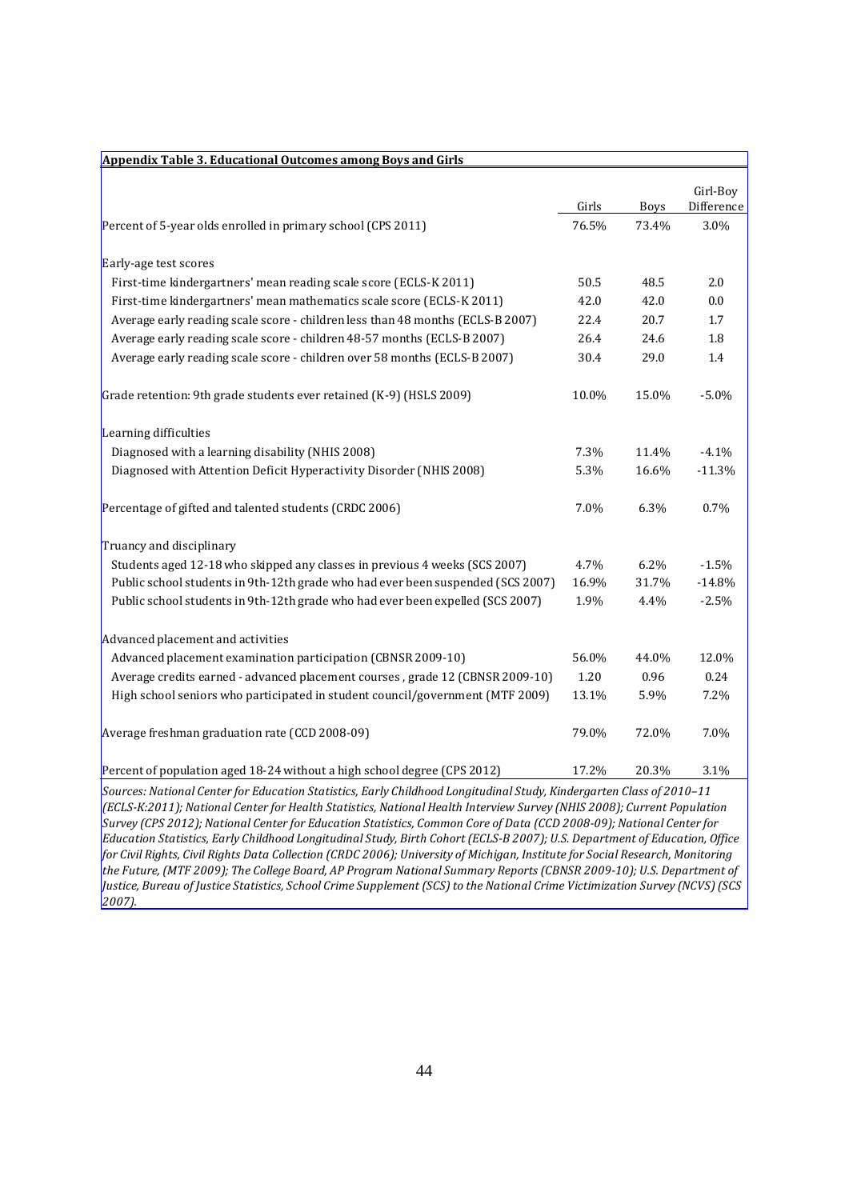**Appendix Table 3. Educational Outcomes among Boys and Girls**

| | Girls | Boys | Girl-Boy Difference |
|---|---|---|---|
| Percent of 5-year olds enrolled in primary school (CPS 2011) | 76.5% | 73.4% | 3.0% |
| Early-age test scores | | | |
| First-time kindergartners' mean reading scale score (ECLS-K 2011) | 50.5 | 48.5 | 2.0 |
| First-time kindergartners' mean mathematics scale score (ECLS-K 2011) | 42.0 | 42.0 | 0.0 |
| Average early reading scale score - children less than 48 months (ECLS-B 2007) | 22.4 | 20.7 | 1.7 |
| Average early reading scale score - children 48-57 months (ECLS-B 2007) | 26.4 | 24.6 | 1.8 |
| Average early reading scale score - children over 58 months (ECLS-B 2007) | 30.4 | 29.0 | 1.4 |
| Grade retention: 9th grade students ever retained (K-9) (HSLS 2009) | 10.0% | 15.0% | -5.0% |
| Learning difficulties | | | |
| Diagnosed with a learning disability (NHIS 2008) | 7.3% | 11.4% | -4.1% |
| Diagnosed with Attention Deficit Hyperactivity Disorder (NHIS 2008) | 5.3% | 16.6% | -11.3% |
| Percentage of gifted and talented students (CRDC 2006) | 7.0% | 6.3% | 0.7% |
| Truancy and disciplinary | | | |
| Students aged 12-18 who skipped any classes in previous 4 weeks (SCS 2007) | 4.7% | 6.2% | -1.5% |
| Public school students in 9th-12th grade who had ever been suspended (SCS 2007) | 16.9% | 31.7% | -14.8% |
| Public school students in 9th-12th grade who had ever been expelled (SCS 2007) | 1.9% | 4.4% | -2.5% |
| Advanced placement and activities | | | |
| Advanced placement examination participation (CBNSR 2009-10) | 56.0% | 44.0% | 12.0% |
| Average credits earned - advanced placement courses , grade 12 (CBNSR 2009-10) | 1.20 | 0.96 | 0.24 |
| High school seniors who participated in student council/government (MTF 2009) | 13.1% | 5.9% | 7.2% |
| Average freshman graduation rate (CCD 2008-09) | 79.0% | 72.0% | 7.0% |
| Percent of population aged 18-24 without a high school degree (CPS 2012) | 17.2% | 20.3% | 3.1% |

*Sources: National Center for Education Statistics, Early Childhood Longitudinal Study, Kindergarten Class of 2010–11 (ECLS-K:2011); National Center for Health Statistics, National Health Interview Survey (NHIS 2008); Current Population Survey (CPS 2012); National Center for Education Statistics, Common Core of Data (CCD 2008-09); National Center for Education Statistics, Early Childhood Longitudinal Study, Birth Cohort (ECLS-B 2007); U.S. Department of Education, Office for Civil Rights, Civil Rights Data Collection (CRDC 2006); University of Michigan, Institute for Social Research, Monitoring the Future, (MTF 2009); The College Board, AP Program National Summary Reports (CBNSR 2009-10); U.S. Department of Justice, Bureau of Justice Statistics, School Crime Supplement (SCS) to the National Crime Victimization Survey (NCVS) (SCS 2007).*